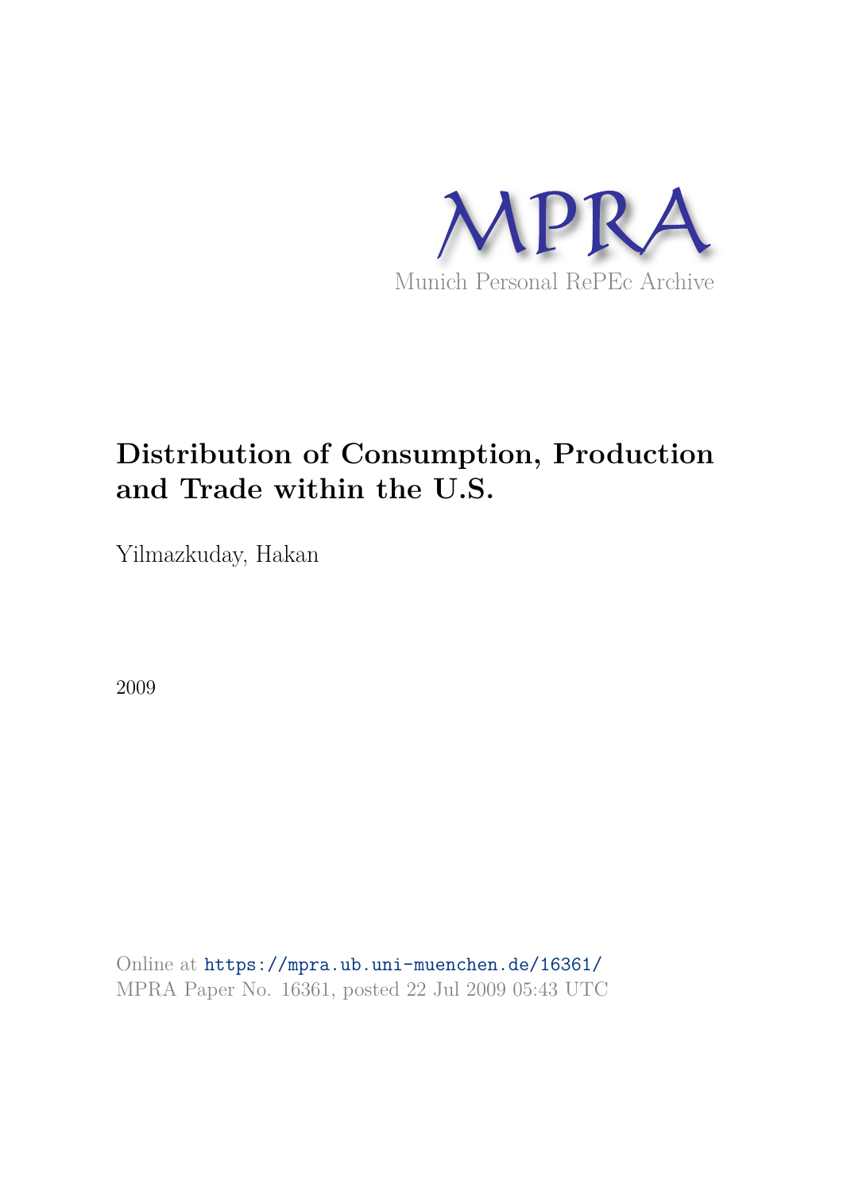MPRA

Munich Personal RePEc Archive

# Distribution of Consumption, Production and Trade within the U.S.

Yilmazkuday, Hakan

2009

Online at https://mpra.ub.uni-muenchen.de/16361/
MPRA Paper No. 16361, posted 22 Jul 2009 05:43 UTC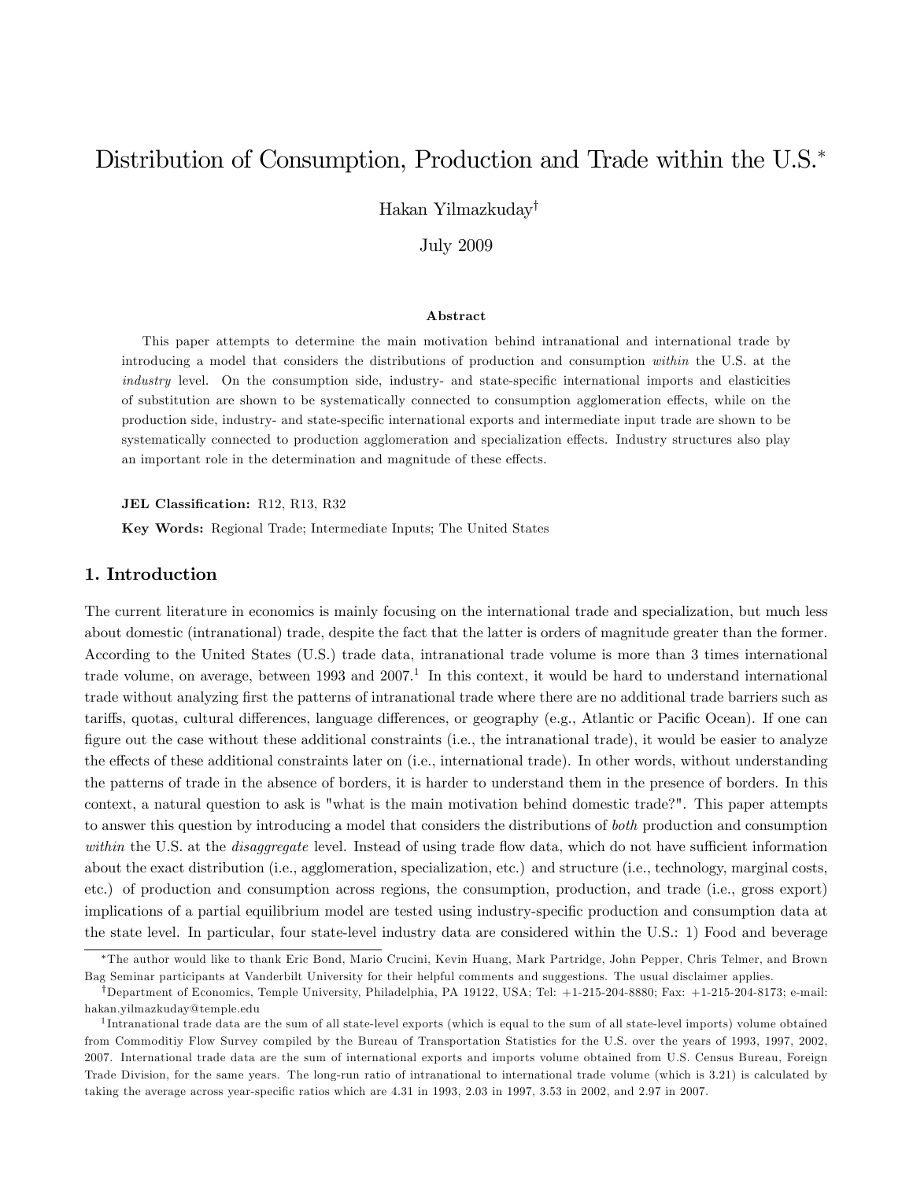# Distribution of Consumption, Production and Trade within the U.S.*

Hakan Yilmazkuday†

July 2009

### Abstract

This paper attempts to determine the main motivation behind intranational and international trade by introducing a model that considers the distributions of production and consumption *within* the U.S. at the *industry* level. On the consumption side, industry- and state-specific international imports and elasticities of substitution are shown to be systematically connected to consumption agglomeration effects, while on the production side, industry- and state-specific international exports and intermediate input trade are shown to be systematically connected to production agglomeration and specialization effects. Industry structures also play an important role in the determination and magnitude of these effects.

**JEL Classification:** R12, R13, R32

**Key Words:** Regional Trade; Intermediate Inputs; The United States

## 1. Introduction

The current literature in economics is mainly focusing on the international trade and specialization, but much less about domestic (intranational) trade, despite the fact that the latter is orders of magnitude greater than the former. According to the United States (U.S.) trade data, intranational trade volume is more than 3 times international trade volume, on average, between 1993 and 2007.[1] In this context, it would be hard to understand international trade without analyzing first the patterns of intranational trade where there are no additional trade barriers such as tariffs, quotas, cultural differences, language differences, or geography (e.g., Atlantic or Pacific Ocean). If one can figure out the case without these additional constraints (i.e., the intranational trade), it would be easier to analyze the effects of these additional constraints later on (i.e., international trade). In other words, without understanding the patterns of trade in the absence of borders, it is harder to understand them in the presence of borders. In this context, a natural question to ask is "what is the main motivation behind domestic trade?". This paper attempts to answer this question by introducing a model that considers the distributions of *both* production and consumption *within* the U.S. at the *disaggregate* level. Instead of using trade flow data, which do not have sufficient information about the exact distribution (i.e., agglomeration, specialization, etc.) and structure (i.e., technology, marginal costs, etc.) of production and consumption across regions, the consumption, production, and trade (i.e., gross export) implications of a partial equilibrium model are tested using industry-specific production and consumption data at the state level. In particular, four state-level industry data are considered within the U.S.: 1) Food and beverage

*The author would like to thank Eric Bond, Mario Crucini, Kevin Huang, Mark Partridge, John Pepper, Chris Telmer, and Brown Bag Seminar participants at Vanderbilt University for their helpful comments and suggestions. The usual disclaimer applies.

†Department of Economics, Temple University, Philadelphia, PA 19122, USA; Tel: +1-215-204-8880; Fax: +1-215-204-8173; e-mail: hakan.yilmazkuday@temple.edu

[1] Intranational trade data are the sum of all state-level exports (which is equal to the sum of all state-level imports) volume obtained from Commoditiy Flow Survey compiled by the Bureau of Transportation Statistics for the U.S. over the years of 1993, 1997, 2002, 2007. International trade data are the sum of international exports and imports volume obtained from U.S. Census Bureau, Foreign Trade Division, for the same years. The long-run ratio of intranational to international trade volume (which is 3.21) is calculated by taking the average across year-specific ratios which are 4.31 in 1993, 2.03 in 1997, 3.53 in 2002, and 2.97 in 2007.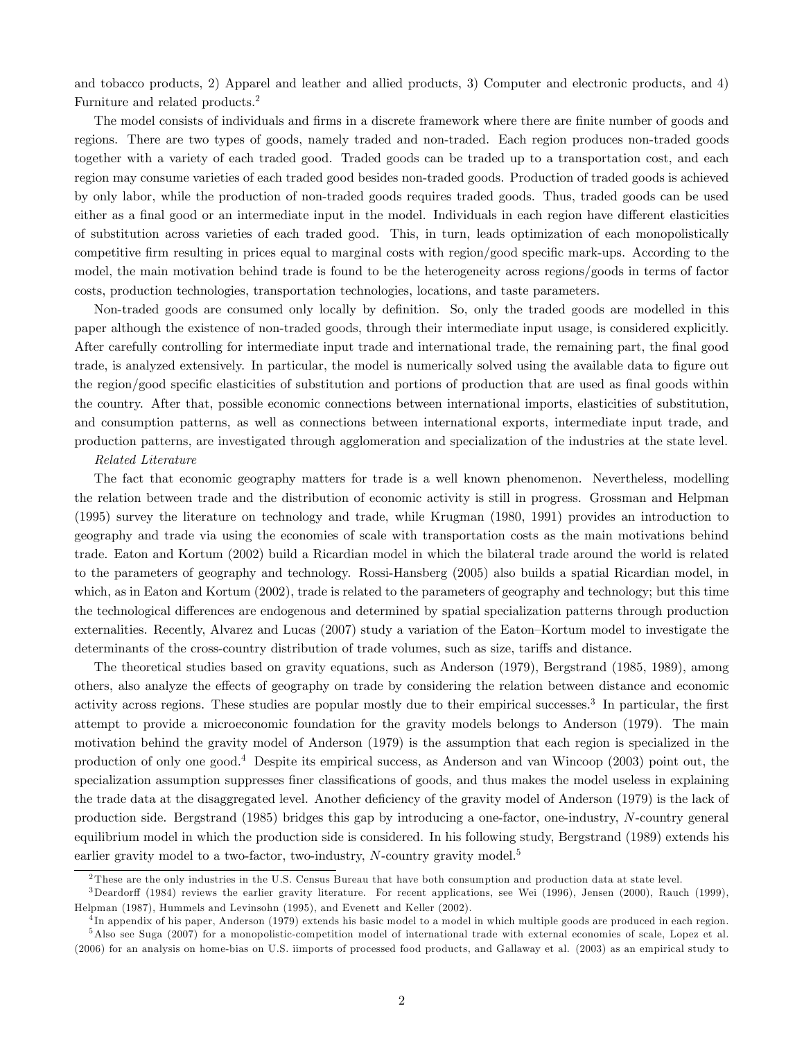and tobacco products, 2) Apparel and leather and allied products, 3) Computer and electronic products, and 4) Furniture and related products.[2]

The model consists of individuals and firms in a discrete framework where there are finite number of goods and regions. There are two types of goods, namely traded and non-traded. Each region produces non-traded goods together with a variety of each traded good. Traded goods can be traded up to a transportation cost, and each region may consume varieties of each traded good besides non-traded goods. Production of traded goods is achieved by only labor, while the production of non-traded goods requires traded goods. Thus, traded goods can be used either as a final good or an intermediate input in the model. Individuals in each region have different elasticities of substitution across varieties of each traded good. This, in turn, leads optimization of each monopolistically competitive firm resulting in prices equal to marginal costs with region/good specific mark-ups. According to the model, the main motivation behind trade is found to be the heterogeneity across regions/goods in terms of factor costs, production technologies, transportation technologies, locations, and taste parameters.

Non-traded goods are consumed only locally by definition. So, only the traded goods are modelled in this paper although the existence of non-traded goods, through their intermediate input usage, is considered explicitly. After carefully controlling for intermediate input trade and international trade, the remaining part, the final good trade, is analyzed extensively. In particular, the model is numerically solved using the available data to figure out the region/good specific elasticities of substitution and portions of production that are used as final goods within the country. After that, possible economic connections between international imports, elasticities of substitution, and consumption patterns, as well as connections between international exports, intermediate input trade, and production patterns, are investigated through agglomeration and specialization of the industries at the state level.

*Related Literature*

The fact that economic geography matters for trade is a well known phenomenon. Nevertheless, modelling the relation between trade and the distribution of economic activity is still in progress. Grossman and Helpman (1995) survey the literature on technology and trade, while Krugman (1980, 1991) provides an introduction to geography and trade via using the economies of scale with transportation costs as the main motivations behind trade. Eaton and Kortum (2002) build a Ricardian model in which the bilateral trade around the world is related to the parameters of geography and technology. Rossi-Hansberg (2005) also builds a spatial Ricardian model, in which, as in Eaton and Kortum (2002), trade is related to the parameters of geography and technology; but this time the technological differences are endogenous and determined by spatial specialization patterns through production externalities. Recently, Alvarez and Lucas (2007) study a variation of the Eaton–Kortum model to investigate the determinants of the cross-country distribution of trade volumes, such as size, tariffs and distance.

The theoretical studies based on gravity equations, such as Anderson (1979), Bergstrand (1985, 1989), among others, also analyze the effects of geography on trade by considering the relation between distance and economic activity across regions. These studies are popular mostly due to their empirical successes.[3] In particular, the first attempt to provide a microeconomic foundation for the gravity models belongs to Anderson (1979). The main motivation behind the gravity model of Anderson (1979) is the assumption that each region is specialized in the production of only one good.[4] Despite its empirical success, as Anderson and van Wincoop (2003) point out, the specialization assumption suppresses finer classifications of goods, and thus makes the model useless in explaining the trade data at the disaggregated level. Another deficiency of the gravity model of Anderson (1979) is the lack of production side. Bergstrand (1985) bridges this gap by introducing a one-factor, one-industry, $N$-country general equilibrium model in which the production side is considered. In his following study, Bergstrand (1989) extends his earlier gravity model to a two-factor, two-industry, $N$-country gravity model.[5]

[2] These are the only industries in the U.S. Census Bureau that have both consumption and production data at state level.

[3] Deardorff (1984) reviews the earlier gravity literature. For recent applications, see Wei (1996), Jensen (2000), Rauch (1999), Helpman (1987), Hummels and Levinsohn (1995), and Evenett and Keller (2002).

[4] In appendix of his paper, Anderson (1979) extends his basic model to a model in which multiple goods are produced in each region.

[5] Also see Suga (2007) for a monopolistic-competition model of international trade with external economies of scale, Lopez et al. (2006) for an analysis on home-bias on U.S. iimports of processed food products, and Gallaway et al. (2003) as an empirical study to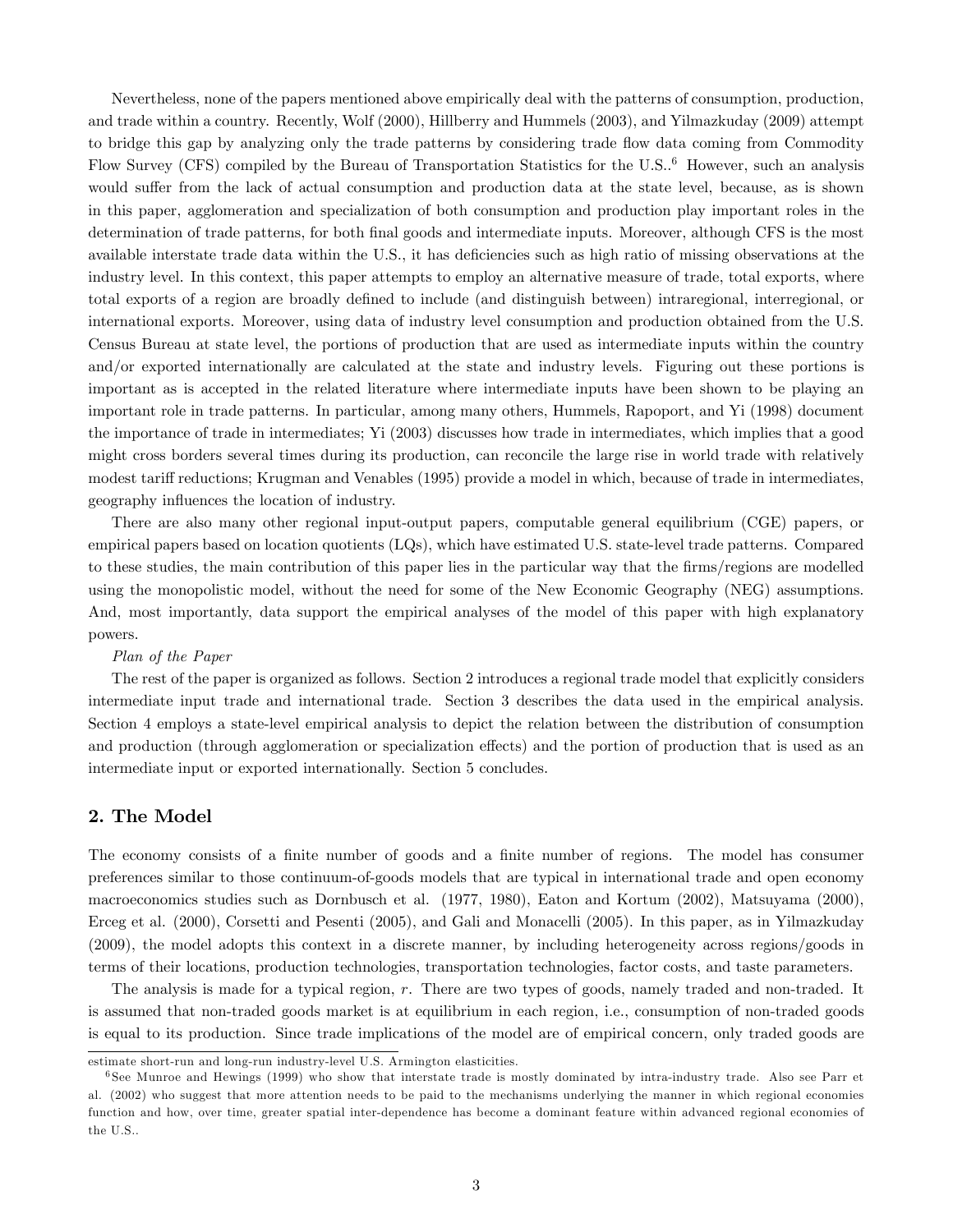Nevertheless, none of the papers mentioned above empirically deal with the patterns of consumption, production, and trade within a country. Recently, Wolf (2000), Hillberry and Hummels (2003), and Yilmazkuday (2009) attempt to bridge this gap by analyzing only the trade patterns by considering trade flow data coming from Commodity Flow Survey (CFS) compiled by the Bureau of Transportation Statistics for the U.S..[6] However, such an analysis would suffer from the lack of actual consumption and production data at the state level, because, as is shown in this paper, agglomeration and specialization of both consumption and production play important roles in the determination of trade patterns, for both final goods and intermediate inputs. Moreover, although CFS is the most available interstate trade data within the U.S., it has deficiencies such as high ratio of missing observations at the industry level. In this context, this paper attempts to employ an alternative measure of trade, total exports, where total exports of a region are broadly defined to include (and distinguish between) intraregional, interregional, or international exports. Moreover, using data of industry level consumption and production obtained from the U.S. Census Bureau at state level, the portions of production that are used as intermediate inputs within the country and/or exported internationally are calculated at the state and industry levels. Figuring out these portions is important as is accepted in the related literature where intermediate inputs have been shown to be playing an important role in trade patterns. In particular, among many others, Hummels, Rapoport, and Yi (1998) document the importance of trade in intermediates; Yi (2003) discusses how trade in intermediates, which implies that a good might cross borders several times during its production, can reconcile the large rise in world trade with relatively modest tariff reductions; Krugman and Venables (1995) provide a model in which, because of trade in intermediates, geography influences the location of industry.

There are also many other regional input-output papers, computable general equilibrium (CGE) papers, or empirical papers based on location quotients (LQs), which have estimated U.S. state-level trade patterns. Compared to these studies, the main contribution of this paper lies in the particular way that the firms/regions are modelled using the monopolistic model, without the need for some of the New Economic Geography (NEG) assumptions. And, most importantly, data support the empirical analyses of the model of this paper with high explanatory powers.

*Plan of the Paper*

The rest of the paper is organized as follows. Section 2 introduces a regional trade model that explicitly considers intermediate input trade and international trade. Section 3 describes the data used in the empirical analysis. Section 4 employs a state-level empirical analysis to depict the relation between the distribution of consumption and production (through agglomeration or specialization effects) and the portion of production that is used as an intermediate input or exported internationally. Section 5 concludes.

## 2. The Model

The economy consists of a finite number of goods and a finite number of regions. The model has consumer preferences similar to those continuum-of-goods models that are typical in international trade and open economy macroeconomics studies such as Dornbusch et al. (1977, 1980), Eaton and Kortum (2002), Matsuyama (2000), Erceg et al. (2000), Corsetti and Pesenti (2005), and Gali and Monacelli (2005). In this paper, as in Yilmazkuday (2009), the model adopts this context in a discrete manner, by including heterogeneity across regions/goods in terms of their locations, production technologies, transportation technologies, factor costs, and taste parameters.

The analysis is made for a typical region, $r$. There are two types of goods, namely traded and non-traded. It is assumed that non-traded goods market is at equilibrium in each region, i.e., consumption of non-traded goods is equal to its production. Since trade implications of the model are of empirical concern, only traded goods are

estimate short-run and long-run industry-level U.S. Armington elasticities.

[6] See Munroe and Hewings (1999) who show that interstate trade is mostly dominated by intra-industry trade. Also see Parr et al. (2002) who suggest that more attention needs to be paid to the mechanisms underlying the manner in which regional economies function and how, over time, greater spatial inter-dependence has become a dominant feature within advanced regional economies of the U.S..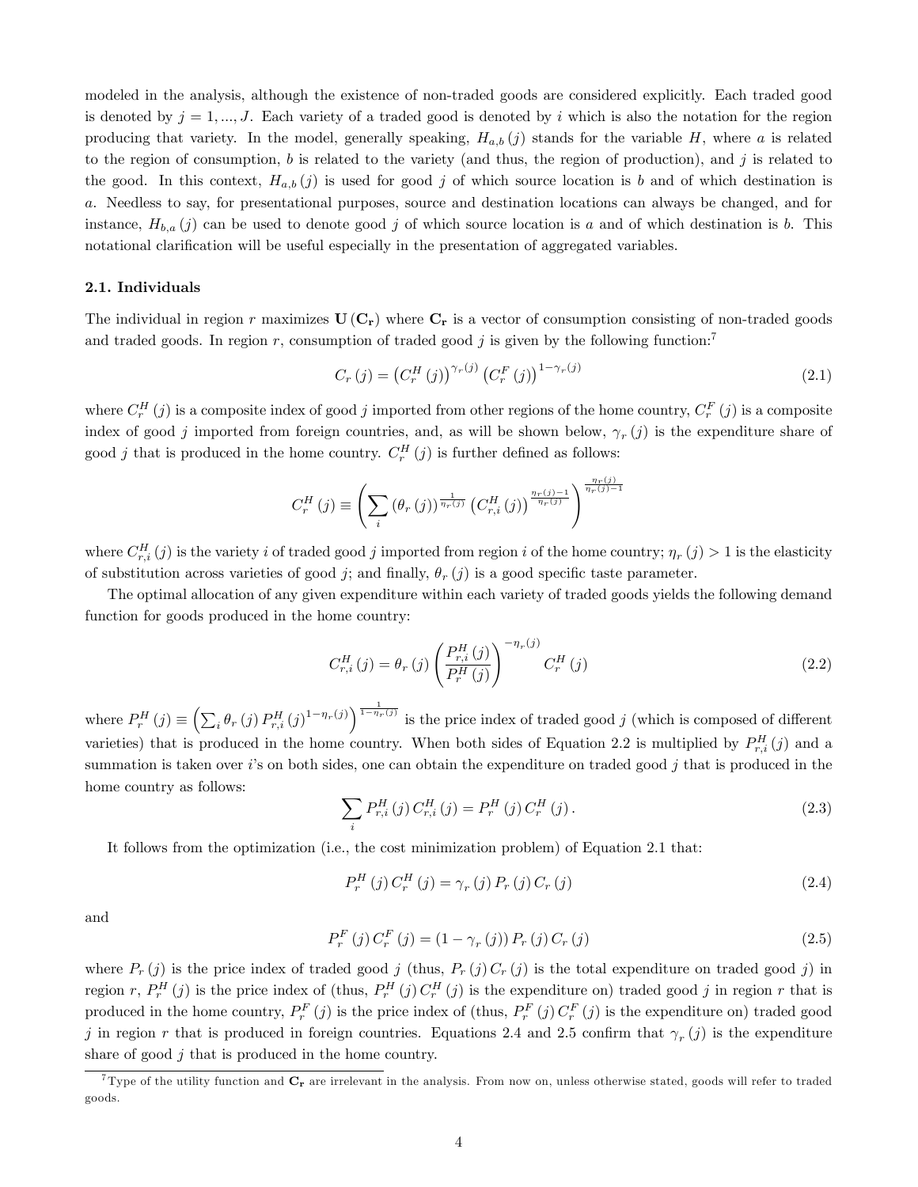modeled in the analysis, although the existence of non-traded goods are considered explicitly. Each traded good is denoted by $j = 1, ..., J$. Each variety of a traded good is denoted by $i$ which is also the notation for the region producing that variety. In the model, generally speaking, $H_{a,b}(j)$ stands for the variable $H$, where $a$ is related to the region of consumption, $b$ is related to the variety (and thus, the region of production), and $j$ is related to the good. In this context, $H_{a,b}(j)$ is used for good $j$ of which source location is $b$ and of which destination is $a$. Needless to say, for presentational purposes, source and destination locations can always be changed, and for instance, $H_{b,a}(j)$ can be used to denote good $j$ of which source location is $a$ and of which destination is $b$. This notational clarification will be useful especially in the presentation of aggregated variables.

### 2.1. Individuals

The individual in region $r$ maximizes $\mathbf{U}(\mathbf{C_r})$ where $\mathbf{C_r}$ is a vector of consumption consisting of non-traded goods and traded goods. In region $r$, consumption of traded good $j$ is given by the following function:[7]

$$C_r(j) = \left(C_r^H(j)\right)^{\gamma_r(j)} \left(C_r^F(j)\right)^{1-\gamma_r(j)} \tag{2.1}$$

where $C_r^H(j)$ is a composite index of good $j$ imported from other regions of the home country, $C_r^F(j)$ is a composite index of good $j$ imported from foreign countries, and, as will be shown below, $\gamma_r(j)$ is the expenditure share of good $j$ that is produced in the home country. $C_r^H(j)$ is further defined as follows:

$$C_r^H(j) \equiv \left( \sum_i (\theta_r(j))^{\frac{1}{\eta_r(j)}} \left(C_{r,i}^H(j)\right)^{\frac{\eta_r(j)-1}{\eta_r(j)}} \right)^{\frac{\eta_r(j)}{\eta_r(j)-1}}$$

where $C_{r,i}^H(j)$ is the variety $i$ of traded good $j$ imported from region $i$ of the home country; $\eta_r(j) > 1$ is the elasticity of substitution across varieties of good $j$; and finally, $\theta_r(j)$ is a good specific taste parameter.

The optimal allocation of any given expenditure within each variety of traded goods yields the following demand function for goods produced in the home country:

$$C_{r,i}^H(j) = \theta_r(j) \left( \frac{P_{r,i}^H(j)}{P_r^H(j)} \right)^{-\eta_r(j)} C_r^H(j) \tag{2.2}$$

where $P_r^H(j) \equiv \left( \sum_i \theta_r(j) P_{r,i}^H(j)^{1-\eta_r(j)} \right)^{\frac{1}{1-\eta_r(j)}}$ is the price index of traded good $j$ (which is composed of different varieties) that is produced in the home country. When both sides of Equation 2.2 is multiplied by $P_{r,i}^H(j)$ and a summation is taken over $i$'s on both sides, one can obtain the expenditure on traded good $j$ that is produced in the home country as follows:

$$\sum_i P_{r,i}^H(j) C_{r,i}^H(j) = P_r^H(j) C_r^H(j). \tag{2.3}$$

It follows from the optimization (i.e., the cost minimization problem) of Equation 2.1 that:

$$P_r^H(j) C_r^H(j) = \gamma_r(j) P_r(j) C_r(j) \tag{2.4}$$

and

$$P_r^F(j) C_r^F(j) = (1 - \gamma_r(j)) P_r(j) C_r(j) \tag{2.5}$$

where $P_r(j)$ is the price index of traded good $j$ (thus, $P_r(j) C_r(j)$ is the total expenditure on traded good $j$) in region $r$, $P_r^H(j)$ is the price index of (thus, $P_r^H(j) C_r^H(j)$ is the expenditure on) traded good $j$ in region $r$ that is produced in the home country, $P_r^F(j)$ is the price index of (thus, $P_r^F(j) C_r^F(j)$ is the expenditure on) traded good $j$ in region $r$ that is produced in foreign countries. Equations 2.4 and 2.5 confirm that $\gamma_r(j)$ is the expenditure share of good $j$ that is produced in the home country.

[7] Type of the utility function and $\mathbf{C_r}$ are irrelevant in the analysis. From now on, unless otherwise stated, goods will refer to traded goods.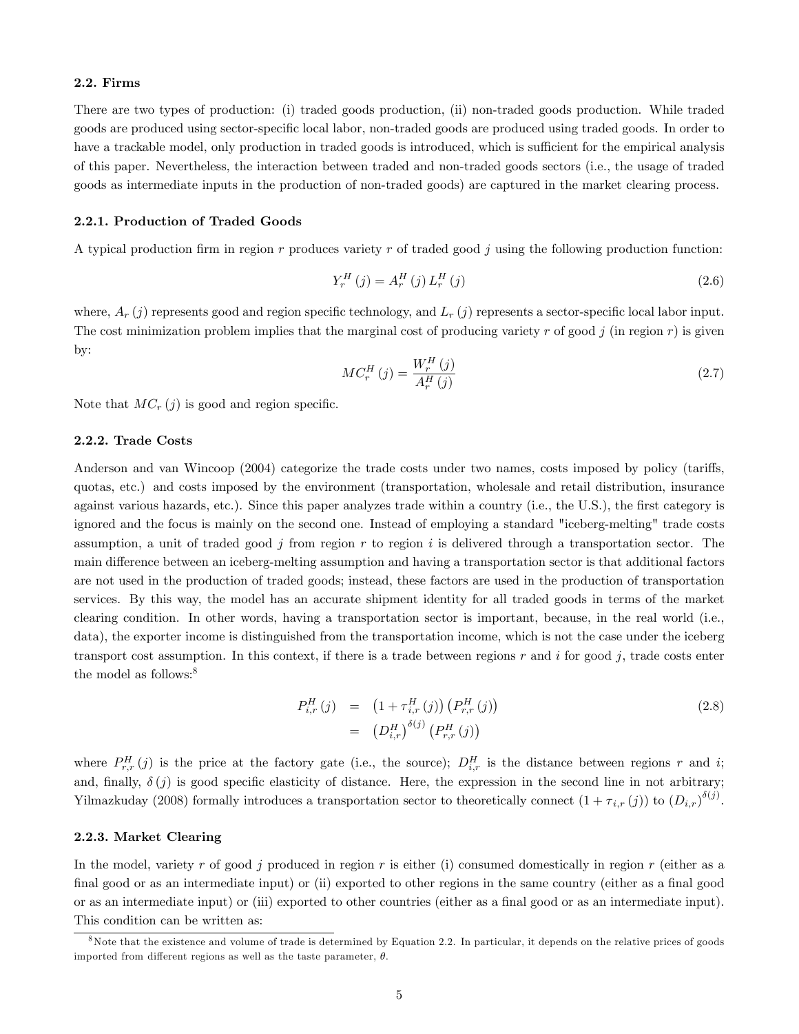### 2.2. Firms

There are two types of production: (i) traded goods production, (ii) non-traded goods production. While traded goods are produced using sector-specific local labor, non-traded goods are produced using traded goods. In order to have a trackable model, only production in traded goods is introduced, which is sufficient for the empirical analysis of this paper. Nevertheless, the interaction between traded and non-traded goods sectors (i.e., the usage of traded goods as intermediate inputs in the production of non-traded goods) are captured in the market clearing process.

#### 2.2.1. Production of Traded Goods

A typical production firm in region $r$ produces variety $r$ of traded good $j$ using the following production function:

$$Y_r^H(j) = A_r^H(j) L_r^H(j) \tag{2.6}$$

where, $A_r(j)$ represents good and region specific technology, and $L_r(j)$ represents a sector-specific local labor input. The cost minimization problem implies that the marginal cost of producing variety $r$ of good $j$ (in region $r$) is given by:

$$MC_r^H(j) = \frac{W_r^H(j)}{A_r^H(j)} \tag{2.7}$$

Note that $MC_r(j)$ is good and region specific.

#### 2.2.2. Trade Costs

Anderson and van Wincoop (2004) categorize the trade costs under two names, costs imposed by policy (tariffs, quotas, etc.) and costs imposed by the environment (transportation, wholesale and retail distribution, insurance against various hazards, etc.). Since this paper analyzes trade within a country (i.e., the U.S.), the first category is ignored and the focus is mainly on the second one. Instead of employing a standard "iceberg-melting" trade costs assumption, a unit of traded good $j$ from region $r$ to region $i$ is delivered through a transportation sector. The main difference between an iceberg-melting assumption and having a transportation sector is that additional factors are not used in the production of traded goods; instead, these factors are used in the production of transportation services. By this way, the model has an accurate shipment identity for all traded goods in terms of the market clearing condition. In other words, having a transportation sector is important, because, in the real world (i.e., data), the exporter income is distinguished from the transportation income, which is not the case under the iceberg transport cost assumption. In this context, if there is a trade between regions $r$ and $i$ for good $j$, trade costs enter the model as follows:[8]

$$\begin{aligned} P_{i,r}^H(j) &= \left(1+\tau_{i,r}^H(j)\right)\left(P_{r,r}^H(j)\right) \\ &= \left(D_{i,r}^H\right)^{\delta(j)}\left(P_{r,r}^H(j)\right) \end{aligned} \tag{2.8}$$

where $P_{r,r}^H(j)$ is the price at the factory gate (i.e., the source); $D_{i,r}^H$ is the distance between regions $r$ and $i$; and, finally, $\delta(j)$ is good specific elasticity of distance. Here, the expression in the second line in not arbitrary; Yilmazkuday (2008) formally introduces a transportation sector to theoretically connect $(1+\tau_{i,r}(j))$ to $(D_{i,r})^{\delta(j)}$.

#### 2.2.3. Market Clearing

In the model, variety $r$ of good $j$ produced in region $r$ is either (i) consumed domestically in region $r$ (either as a final good or as an intermediate input) or (ii) exported to other regions in the same country (either as a final good or as an intermediate input) or (iii) exported to other countries (either as a final good or as an intermediate input). This condition can be written as:

[8] Note that the existence and volume of trade is determined by Equation 2.2. In particular, it depends on the relative prices of goods imported from different regions as well as the taste parameter, $\theta$.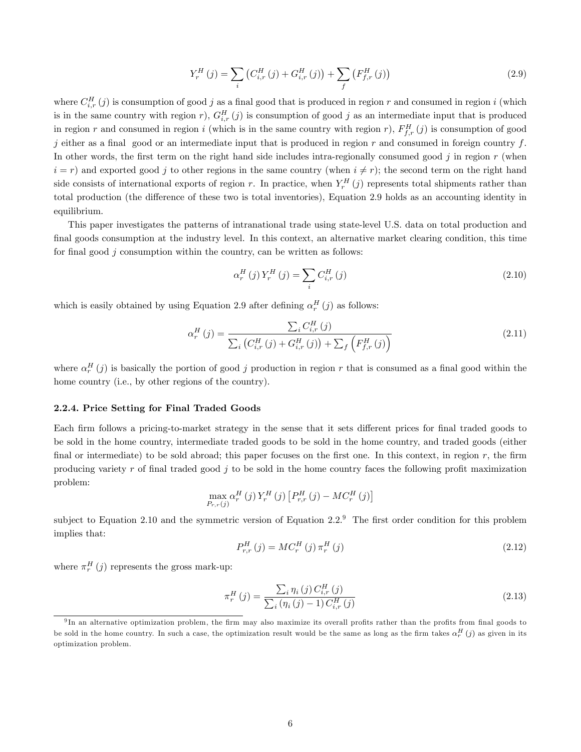$$Y_r^H(j) = \sum_i \left(C_{i,r}^H(j) + G_{i,r}^H(j)\right) + \sum_f \left(F_{f,r}^H(j)\right) \tag{2.9}$$

where $C_{i,r}^H(j)$ is consumption of good $j$ as a final good that is produced in region $r$ and consumed in region $i$ (which is in the same country with region $r$), $G_{i,r}^H(j)$ is consumption of good $j$ as an intermediate input that is produced in region $r$ and consumed in region $i$ (which is in the same country with region $r$), $F_{f,r}^H(j)$ is consumption of good $j$ either as a final good or an intermediate input that is produced in region $r$ and consumed in foreign country $f$. In other words, the first term on the right hand side includes intra-regionally consumed good $j$ in region $r$ (when $i = r$) and exported good $j$ to other regions in the same country (when $i \neq r$); the second term on the right hand side consists of international exports of region $r$. In practice, when $Y_r^H(j)$ represents total shipments rather than total production (the difference of these two is total inventories), Equation 2.9 holds as an accounting identity in equilibrium.

This paper investigates the patterns of intranational trade using state-level U.S. data on total production and final goods consumption at the industry level. In this context, an alternative market clearing condition, this time for final good $j$ consumption within the country, can be written as follows:

$$\alpha_r^H(j) Y_r^H(j) = \sum_i C_{i,r}^H(j) \tag{2.10}$$

which is easily obtained by using Equation 2.9 after defining $\alpha_r^H(j)$ as follows:

$$\alpha_r^H(j) = \frac{\sum_i C_{i,r}^H(j)}{\sum_i \left(C_{i,r}^H(j) + G_{i,r}^H(j)\right) + \sum_f \left(F_{f,r}^H(j)\right)} \tag{2.11}$$

where $\alpha_r^H(j)$ is basically the portion of good $j$ production in region $r$ that is consumed as a final good within the home country (i.e., by other regions of the country).

#### 2.2.4. Price Setting for Final Traded Goods

Each firm follows a pricing-to-market strategy in the sense that it sets different prices for final traded goods to be sold in the home country, intermediate traded goods to be sold in the home country, and traded goods (either final or intermediate) to be sold abroad; this paper focuses on the first one. In this context, in region $r$, the firm producing variety $r$ of final traded good $j$ to be sold in the home country faces the following profit maximization problem:

$$\max_{P_{r,r}(j)} \alpha_r^H(j) Y_r^H(j) \left[P_{r,r}^H(j) - MC_r^H(j)\right]$$

subject to Equation 2.10 and the symmetric version of Equation 2.2.[9] The first order condition for this problem implies that:

$$P_{r,r}^H(j) = MC_r^H(j)\,\pi_r^H(j) \tag{2.12}$$

where $\pi_r^H(j)$ represents the gross mark-up:

$$\pi_r^H(j) = \frac{\sum_i \eta_i(j)\, C_{i,r}^H(j)}{\sum_i \left(\eta_i(j) - 1\right) C_{i,r}^H(j)} \tag{2.13}$$

[9] In an alternative optimization problem, the firm may also maximize its overall profits rather than the profits from final goods to be sold in the home country. In such a case, the optimization result would be the same as long as the firm takes $\alpha_r^H(j)$ as given in its optimization problem.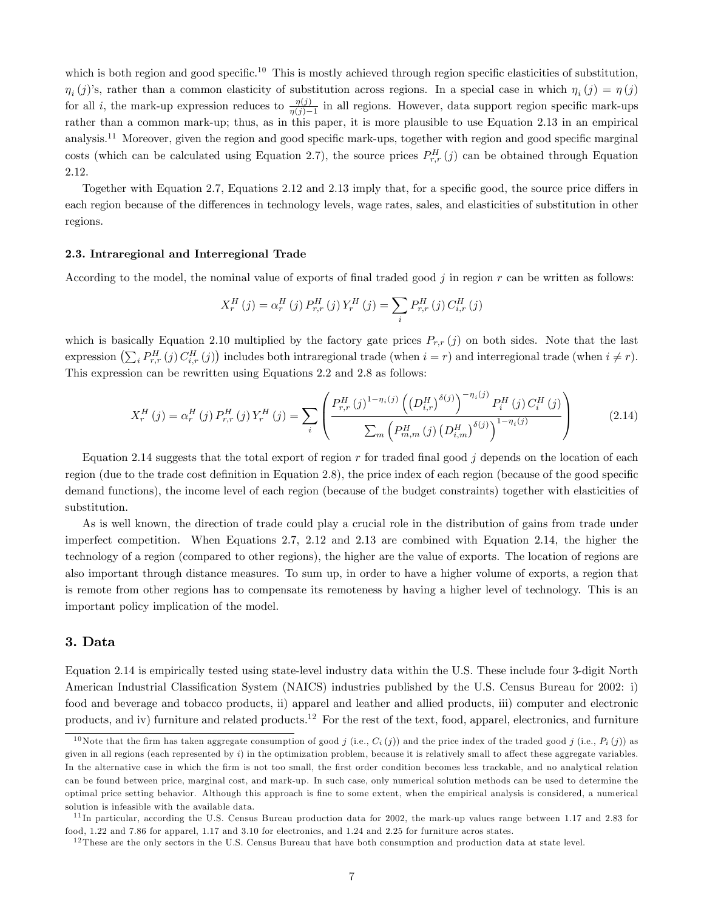which is both region and good specific.[10] This is mostly achieved through region specific elasticities of substitution, $\eta_i(j)$'s, rather than a common elasticity of substitution across regions. In a special case in which $\eta_i(j) = \eta(j)$ for all $i$, the mark-up expression reduces to $\frac{\eta(j)}{\eta(j)-1}$ in all regions. However, data support region specific mark-ups rather than a common mark-up; thus, as in this paper, it is more plausible to use Equation 2.13 in an empirical analysis.[11] Moreover, given the region and good specific mark-ups, together with region and good specific marginal costs (which can be calculated using Equation 2.7), the source prices $P_{r,r}^{H}(j)$ can be obtained through Equation 2.12.

Together with Equation 2.7, Equations 2.12 and 2.13 imply that, for a specific good, the source price differs in each region because of the differences in technology levels, wage rates, sales, and elasticities of substitution in other regions.

### 2.3. Intraregional and Interregional Trade

According to the model, the nominal value of exports of final traded good $j$ in region $r$ can be written as follows:

$$X_r^H(j) = \alpha_r^H(j) P_{r,r}^H(j) Y_r^H(j) = \sum_i P_{r,r}^H(j) C_{i,r}^H(j)$$

which is basically Equation 2.10 multiplied by the factory gate prices $P_{r,r}(j)$ on both sides. Note that the last expression $\left(\sum_i P_{r,r}^H(j) C_{i,r}^H(j)\right)$ includes both intraregional trade (when $i = r$) and interregional trade (when $i \neq r$). This expression can be rewritten using Equations 2.2 and 2.8 as follows:

$$X_r^H(j) = \alpha_r^H(j) P_{r,r}^H(j) Y_r^H(j) = \sum_i \left( \frac{P_{r,r}^H(j)^{1-\eta_i(j)} \left( \left(D_{i,r}^H\right)^{\delta(j)} \right)^{-\eta_i(j)} P_i^H(j) C_i^H(j)}{\sum_m \left( P_{m,m}^H(j) \left(D_{i,m}^H\right)^{\delta(j)} \right)^{1-\eta_i(j)}} \right) \tag{2.14}$$

Equation 2.14 suggests that the total export of region $r$ for traded final good $j$ depends on the location of each region (due to the trade cost definition in Equation 2.8), the price index of each region (because of the good specific demand functions), the income level of each region (because of the budget constraints) together with elasticities of substitution.

As is well known, the direction of trade could play a crucial role in the distribution of gains from trade under imperfect competition. When Equations 2.7, 2.12 and 2.13 are combined with Equation 2.14, the higher the technology of a region (compared to other regions), the higher are the value of exports. The location of regions are also important through distance measures. To sum up, in order to have a higher volume of exports, a region that is remote from other regions has to compensate its remoteness by having a higher level of technology. This is an important policy implication of the model.

## 3. Data

Equation 2.14 is empirically tested using state-level industry data within the U.S. These include four 3-digit North American Industrial Classification System (NAICS) industries published by the U.S. Census Bureau for 2002: i) food and beverage and tobacco products, ii) apparel and leather and allied products, iii) computer and electronic products, and iv) furniture and related products.[12] For the rest of the text, food, apparel, electronics, and furniture

---

[10] Note that the firm has taken aggregate consumption of good $j$ (i.e., $C_i(j)$) and the price index of the traded good $j$ (i.e., $P_i(j)$) as given in all regions (each represented by $i$) in the optimization problem, because it is relatively small to affect these aggregate variables. In the alternative case in which the firm is not too small, the first order condition becomes less trackable, and no analytical relation can be found between price, marginal cost, and mark-up. In such case, only numerical solution methods can be used to determine the optimal price setting behavior. Although this approach is fine to some extent, when the empirical analysis is considered, a numerical solution is infeasible with the available data.

[11] In particular, according the U.S. Census Bureau production data for 2002, the mark-up values range between 1.17 and 2.83 for food, 1.22 and 7.86 for apparel, 1.17 and 3.10 for electronics, and 1.24 and 2.25 for furniture acros states.

[12] These are the only sectors in the U.S. Census Bureau that have both consumption and production data at state level.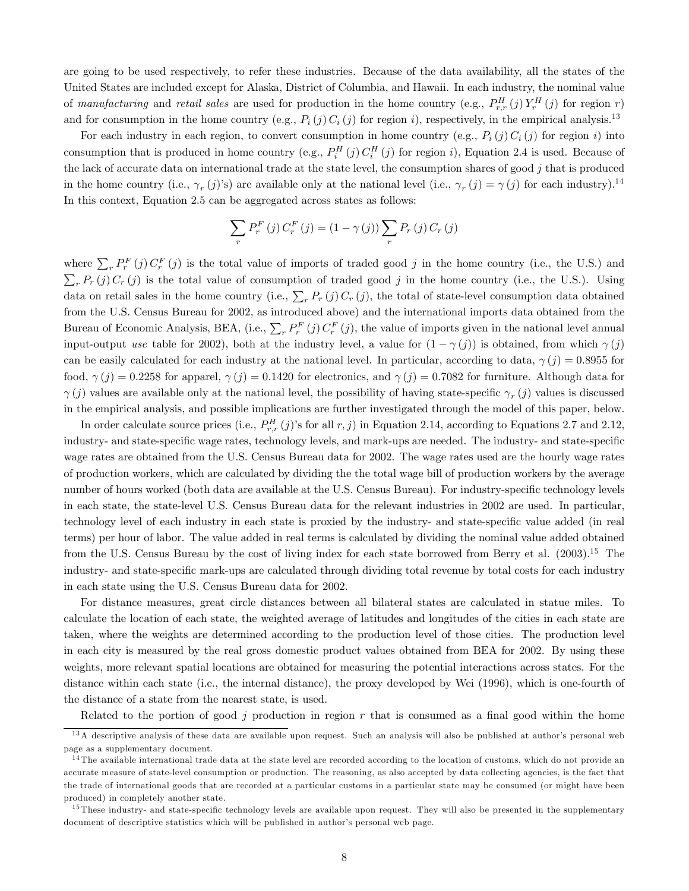are going to be used respectively, to refer these industries. Because of the data availability, all the states of the United States are included except for Alaska, District of Columbia, and Hawaii. In each industry, the nominal value of *manufacturing* and *retail sales* are used for production in the home country (e.g., $P_{r,r}^{H}(j)\,Y_{r}^{H}(j)$ for region $r$) and for consumption in the home country (e.g., $P_{i}(j)\,C_{i}(j)$ for region $i$), respectively, in the empirical analysis.[13]

For each industry in each region, to convert consumption in home country (e.g., $P_{i}(j)\,C_{i}(j)$ for region $i$) into consumption that is produced in home country (e.g., $P_{i}^{H}(j)\,C_{i}^{H}(j)$ for region $i$), Equation 2.4 is used. Because of the lack of accurate data on international trade at the state level, the consumption shares of good $j$ that is produced in the home country (i.e., $\gamma_{r}(j)$'s) are available only at the national level (i.e., $\gamma_{r}(j)=\gamma(j)$ for each industry).[14] In this context, Equation 2.5 can be aggregated across states as follows:

$$\sum_{r} P_{r}^{F}(j)\,C_{r}^{F}(j)=(1-\gamma(j))\sum_{r} P_{r}(j)\,C_{r}(j)$$

where $\sum_{r} P_{r}^{F}(j)\,C_{r}^{F}(j)$ is the total value of imports of traded good $j$ in the home country (i.e., the U.S.) and $\sum_{r} P_{r}(j)\,C_{r}(j)$ is the total value of consumption of traded good $j$ in the home country (i.e., the U.S.). Using data on retail sales in the home country (i.e., $\sum_{r} P_{r}(j)\,C_{r}(j)$, the total of state-level consumption data obtained from the U.S. Census Bureau for 2002, as introduced above) and the international imports data obtained from the Bureau of Economic Analysis, BEA, (i.e., $\sum_{r} P_{r}^{F}(j)\,C_{r}^{F}(j)$, the value of imports given in the national level annual input-output *use* table for 2002), both at the industry level, a value for $(1-\gamma(j))$ is obtained, from which $\gamma(j)$ can be easily calculated for each industry at the national level. In particular, according to data, $\gamma(j)=0.8955$ for food, $\gamma(j)=0.2258$ for apparel, $\gamma(j)=0.1420$ for electronics, and $\gamma(j)=0.7082$ for furniture. Although data for $\gamma(j)$ values are available only at the national level, the possibility of having state-specific $\gamma_{r}(j)$ values is discussed in the empirical analysis, and possible implications are further investigated through the model of this paper, below.

In order calculate source prices (i.e., $P_{r,r}^{H}(j)$'s for all $r,j$) in Equation 2.14, according to Equations 2.7 and 2.12, industry- and state-specific wage rates, technology levels, and mark-ups are needed. The industry- and state-specific wage rates are obtained from the U.S. Census Bureau data for 2002. The wage rates used are the hourly wage rates of production workers, which are calculated by dividing the the total wage bill of production workers by the average number of hours worked (both data are available at the U.S. Census Bureau). For industry-specific technology levels in each state, the state-level U.S. Census Bureau data for the relevant industries in 2002 are used. In particular, technology level of each industry in each state is proxied by the industry- and state-specific value added (in real terms) per hour of labor. The value added in real terms is calculated by dividing the nominal value added obtained from the U.S. Census Bureau by the cost of living index for each state borrowed from Berry et al. (2003).[15] The industry- and state-specific mark-ups are calculated through dividing total revenue by total costs for each industry in each state using the U.S. Census Bureau data for 2002.

For distance measures, great circle distances between all bilateral states are calculated in statue miles. To calculate the location of each state, the weighted average of latitudes and longitudes of the cities in each state are taken, where the weights are determined according to the production level of those cities. The production level in each city is measured by the real gross domestic product values obtained from BEA for 2002. By using these weights, more relevant spatial locations are obtained for measuring the potential interactions across states. For the distance within each state (i.e., the internal distance), the proxy developed by Wei (1996), which is one-fourth of the distance of a state from the nearest state, is used.

Related to the portion of good $j$ production in region $r$ that is consumed as a final good within the home

---

[13] A descriptive analysis of these data are available upon request. Such an analysis will also be published at author's personal web page as a supplementary document.

[14] The available international trade data at the state level are recorded according to the location of customs, which do not provide an accurate measure of state-level consumption or production. The reasoning, as also accepted by data collecting agencies, is the fact that the trade of international goods that are recorded at a particular customs in a particular state may be consumed (or might have been produced) in completely another state.

[15] These industry- and state-specific technology levels are available upon request. They will also be presented in the supplementary document of descriptive statistics which will be published in author's personal web page.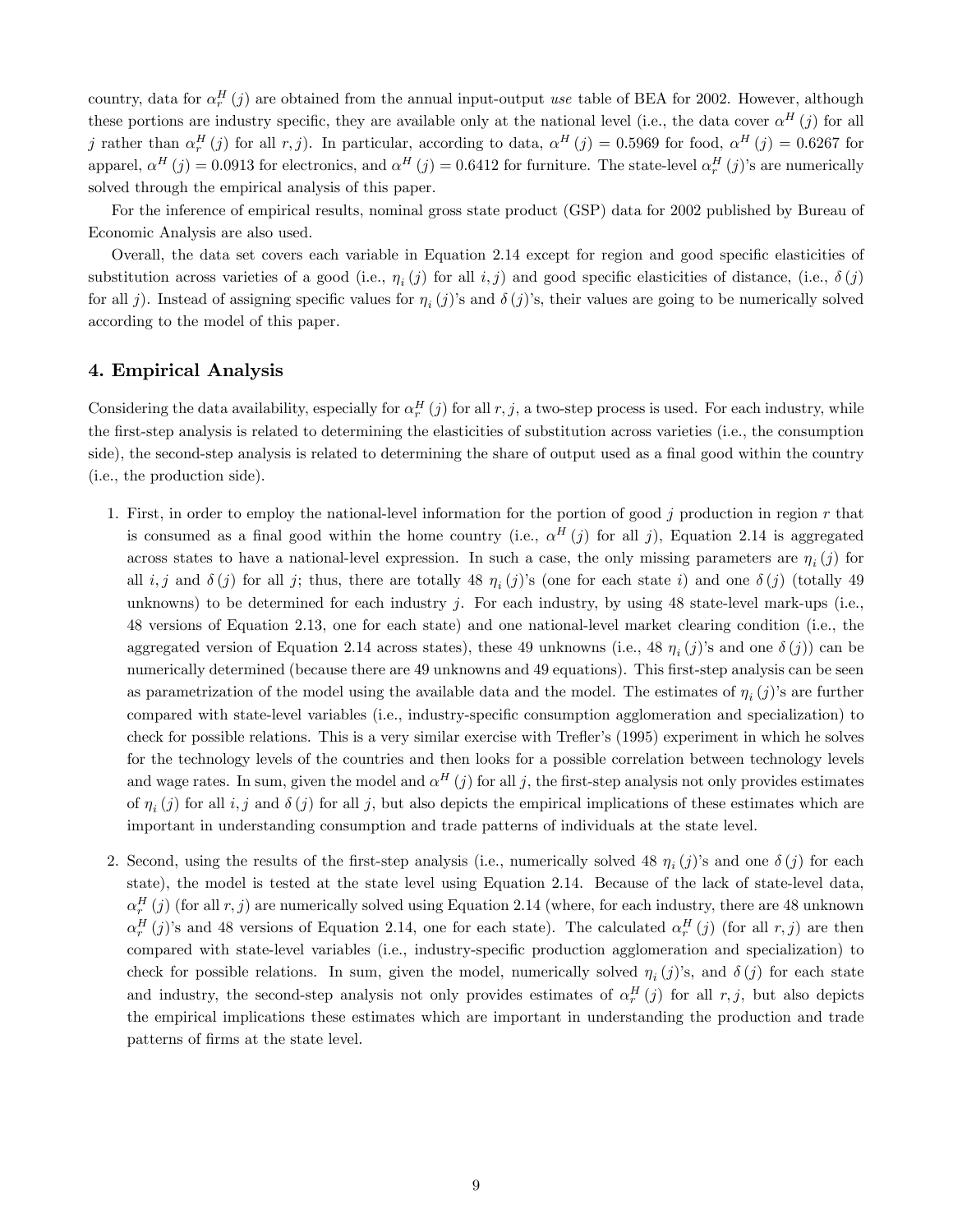country, data for $\alpha_r^H(j)$ are obtained from the annual input-output *use* table of BEA for 2002. However, although these portions are industry specific, they are available only at the national level (i.e., the data cover $\alpha^H(j)$ for all $j$ rather than $\alpha_r^H(j)$ for all $r, j$). In particular, according to data, $\alpha^H(j) = 0.5969$ for food, $\alpha^H(j) = 0.6267$ for apparel, $\alpha^H(j) = 0.0913$ for electronics, and $\alpha^H(j) = 0.6412$ for furniture. The state-level $\alpha_r^H(j)$'s are numerically solved through the empirical analysis of this paper.

For the inference of empirical results, nominal gross state product (GSP) data for 2002 published by Bureau of Economic Analysis are also used.

Overall, the data set covers each variable in Equation 2.14 except for region and good specific elasticities of substitution across varieties of a good (i.e., $\eta_i(j)$ for all $i, j$) and good specific elasticities of distance, (i.e., $\delta(j)$ for all $j$). Instead of assigning specific values for $\eta_i(j)$'s and $\delta(j)$'s, their values are going to be numerically solved according to the model of this paper.

## 4. Empirical Analysis

Considering the data availability, especially for $\alpha_r^H(j)$ for all $r, j$, a two-step process is used. For each industry, while the first-step analysis is related to determining the elasticities of substitution across varieties (i.e., the consumption side), the second-step analysis is related to determining the share of output used as a final good within the country (i.e., the production side).

1. First, in order to employ the national-level information for the portion of good $j$ production in region $r$ that is consumed as a final good within the home country (i.e., $\alpha^H(j)$ for all $j$), Equation 2.14 is aggregated across states to have a national-level expression. In such a case, the only missing parameters are $\eta_i(j)$ for all $i, j$ and $\delta(j)$ for all $j$; thus, there are totally 48 $\eta_i(j)$'s (one for each state $i$) and one $\delta(j)$ (totally 49 unknowns) to be determined for each industry $j$. For each industry, by using 48 state-level mark-ups (i.e., 48 versions of Equation 2.13, one for each state) and one national-level market clearing condition (i.e., the aggregated version of Equation 2.14 across states), these 49 unknowns (i.e., 48 $\eta_i(j)$'s and one $\delta(j)$) can be numerically determined (because there are 49 unknowns and 49 equations). This first-step analysis can be seen as parametrization of the model using the available data and the model. The estimates of $\eta_i(j)$'s are further compared with state-level variables (i.e., industry-specific consumption agglomeration and specialization) to check for possible relations. This is a very similar exercise with Trefler's (1995) experiment in which he solves for the technology levels of the countries and then looks for a possible correlation between technology levels and wage rates. In sum, given the model and $\alpha^H(j)$ for all $j$, the first-step analysis not only provides estimates of $\eta_i(j)$ for all $i, j$ and $\delta(j)$ for all $j$, but also depicts the empirical implications of these estimates which are important in understanding consumption and trade patterns of individuals at the state level.

2. Second, using the results of the first-step analysis (i.e., numerically solved 48 $\eta_i(j)$'s and one $\delta(j)$ for each state), the model is tested at the state level using Equation 2.14. Because of the lack of state-level data, $\alpha_r^H(j)$ (for all $r, j$) are numerically solved using Equation 2.14 (where, for each industry, there are 48 unknown $\alpha_r^H(j)$'s and 48 versions of Equation 2.14, one for each state). The calculated $\alpha_r^H(j)$ (for all $r, j$) are then compared with state-level variables (i.e., industry-specific production agglomeration and specialization) to check for possible relations. In sum, given the model, numerically solved $\eta_i(j)$'s, and $\delta(j)$ for each state and industry, the second-step analysis not only provides estimates of $\alpha_r^H(j)$ for all $r, j$, but also depicts the empirical implications these estimates which are important in understanding the production and trade patterns of firms at the state level.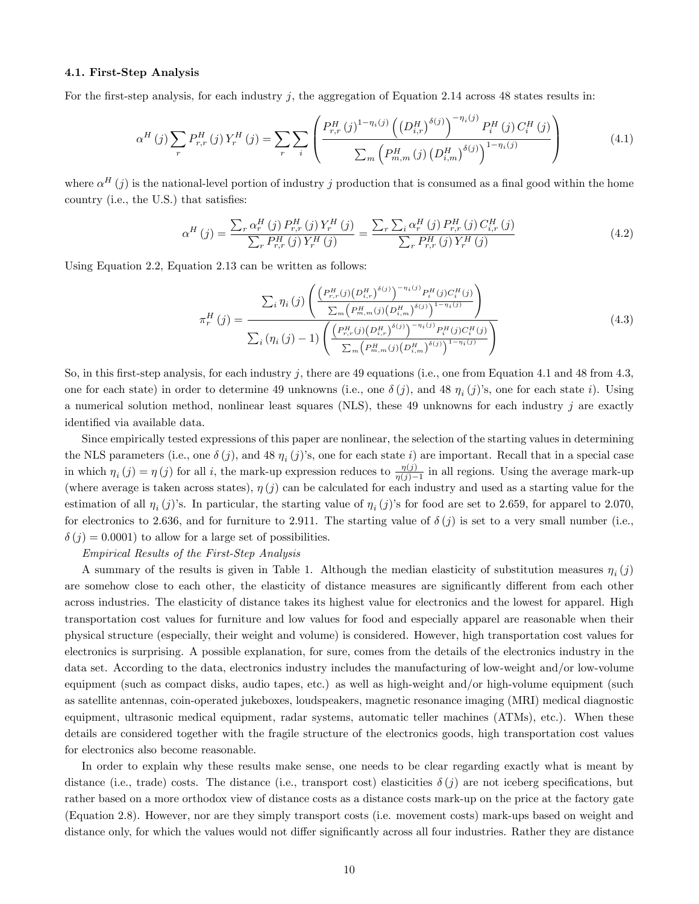### 4.1. First-Step Analysis

For the first-step analysis, for each industry $j$, the aggregation of Equation 2.14 across 48 states results in:

$$\alpha^H(j)\sum_r P_{r,r}^H(j)\,Y_r^H(j) = \sum_r\sum_i \left(\frac{P_{r,r}^H(j)^{1-\eta_i(j)}\left(\left(D_{i,r}^H\right)^{\delta(j)}\right)^{-\eta_i(j)} P_i^H(j)\,C_i^H(j)}{\sum_m \left(P_{m,m}^H(j)\left(D_{i,m}^H\right)^{\delta(j)}\right)^{1-\eta_i(j)}}\right) \tag{4.1}$$

where $\alpha^H(j)$ is the national-level portion of industry $j$ production that is consumed as a final good within the home country (i.e., the U.S.) that satisfies:

$$\alpha^H(j) = \frac{\sum_r \alpha_r^H(j)\,P_{r,r}^H(j)\,Y_r^H(j)}{\sum_r P_{r,r}^H(j)\,Y_r^H(j)} = \frac{\sum_r\sum_i \alpha_r^H(j)\,P_{r,r}^H(j)\,C_{i,r}^H(j)}{\sum_r P_{r,r}^H(j)\,Y_r^H(j)} \tag{4.2}$$

Using Equation 2.2, Equation 2.13 can be written as follows:

$$\pi_r^H(j) = \frac{\sum_i \eta_i(j)\left(\frac{\left(P_{r,r}^H(j)\left(D_{i,r}^H\right)^{\delta(j)}\right)^{-\eta_i(j)} P_i^H(j)C_i^H(j)}{\sum_m\left(P_{m,m}^H(j)\left(D_{i,m}^H\right)^{\delta(j)}\right)^{1-\eta_i(j)}}\right)}{\sum_i\left(\eta_i(j)-1\right)\left(\frac{\left(P_{r,r}^H(j)\left(D_{i,r}^H\right)^{\delta(j)}\right)^{-\eta_i(j)} P_i^H(j)C_i^H(j)}{\sum_m\left(P_{m,m}^H(j)\left(D_{i,m}^H\right)^{\delta(j)}\right)^{1-\eta_i(j)}}\right)} \tag{4.3}$$

So, in this first-step analysis, for each industry $j$, there are 49 equations (i.e., one from Equation 4.1 and 48 from 4.3, one for each state) in order to determine 49 unknowns (i.e., one $\delta(j)$, and 48 $\eta_i(j)$'s, one for each state $i$). Using a numerical solution method, nonlinear least squares (NLS), these 49 unknowns for each industry $j$ are exactly identified via available data.

Since empirically tested expressions of this paper are nonlinear, the selection of the starting values in determining the NLS parameters (i.e., one $\delta(j)$, and 48 $\eta_i(j)$'s, one for each state $i$) are important. Recall that in a special case in which $\eta_i(j) = \eta(j)$ for all $i$, the mark-up expression reduces to $\frac{\eta(j)}{\eta(j)-1}$ in all regions. Using the average mark-up (where average is taken across states), $\eta(j)$ can be calculated for each industry and used as a starting value for the estimation of all $\eta_i(j)$'s. In particular, the starting value of $\eta_i(j)$'s for food are set to 2.659, for apparel to 2.070, for electronics to 2.636, and for furniture to 2.911. The starting value of $\delta(j)$ is set to a very small number (i.e., $\delta(j) = 0.0001$) to allow for a large set of possibilities.

*Empirical Results of the First-Step Analysis*

A summary of the results is given in Table 1. Although the median elasticity of substitution measures $\eta_i(j)$ are somehow close to each other, the elasticity of distance measures are significantly different from each other across industries. The elasticity of distance takes its highest value for electronics and the lowest for apparel. High transportation cost values for furniture and low values for food and especially apparel are reasonable when their physical structure (especially, their weight and volume) is considered. However, high transportation cost values for electronics is surprising. A possible explanation, for sure, comes from the details of the electronics industry in the data set. According to the data, electronics industry includes the manufacturing of low-weight and/or low-volume equipment (such as compact disks, audio tapes, etc.) as well as high-weight and/or high-volume equipment (such as satellite antennas, coin-operated jukeboxes, loudspeakers, magnetic resonance imaging (MRI) medical diagnostic equipment, ultrasonic medical equipment, radar systems, automatic teller machines (ATMs), etc.). When these details are considered together with the fragile structure of the electronics goods, high transportation cost values for electronics also become reasonable.

In order to explain why these results make sense, one needs to be clear regarding exactly what is meant by distance (i.e., trade) costs. The distance (i.e., transport cost) elasticities $\delta(j)$ are not iceberg specifications, but rather based on a more orthodox view of distance costs as a distance costs mark-up on the price at the factory gate (Equation 2.8). However, nor are they simply transport costs (i.e. movement costs) mark-ups based on weight and distance only, for which the values would not differ significantly across all four industries. Rather they are distance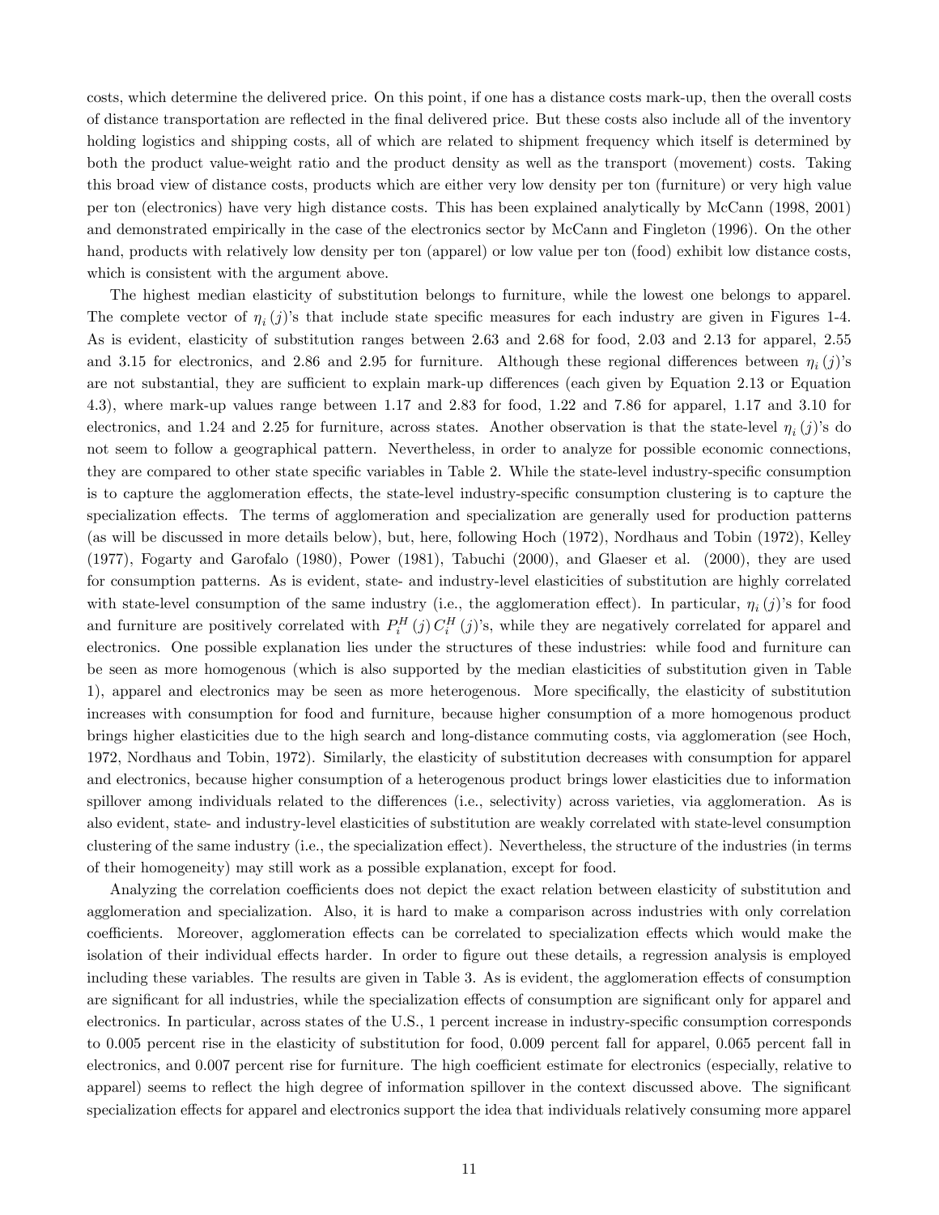costs, which determine the delivered price. On this point, if one has a distance costs mark-up, then the overall costs of distance transportation are reflected in the final delivered price. But these costs also include all of the inventory holding logistics and shipping costs, all of which are related to shipment frequency which itself is determined by both the product value-weight ratio and the product density as well as the transport (movement) costs. Taking this broad view of distance costs, products which are either very low density per ton (furniture) or very high value per ton (electronics) have very high distance costs. This has been explained analytically by McCann (1998, 2001) and demonstrated empirically in the case of the electronics sector by McCann and Fingleton (1996). On the other hand, products with relatively low density per ton (apparel) or low value per ton (food) exhibit low distance costs, which is consistent with the argument above.

The highest median elasticity of substitution belongs to furniture, while the lowest one belongs to apparel. The complete vector of $\eta_i(j)$'s that include state specific measures for each industry are given in Figures 1-4. As is evident, elasticity of substitution ranges between 2.63 and 2.68 for food, 2.03 and 2.13 for apparel, 2.55 and 3.15 for electronics, and 2.86 and 2.95 for furniture. Although these regional differences between $\eta_i(j)$'s are not substantial, they are sufficient to explain mark-up differences (each given by Equation 2.13 or Equation 4.3), where mark-up values range between 1.17 and 2.83 for food, 1.22 and 7.86 for apparel, 1.17 and 3.10 for electronics, and 1.24 and 2.25 for furniture, across states. Another observation is that the state-level $\eta_i(j)$'s do not seem to follow a geographical pattern. Nevertheless, in order to analyze for possible economic connections, they are compared to other state specific variables in Table 2. While the state-level industry-specific consumption is to capture the agglomeration effects, the state-level industry-specific consumption clustering is to capture the specialization effects. The terms of agglomeration and specialization are generally used for production patterns (as will be discussed in more details below), but, here, following Hoch (1972), Nordhaus and Tobin (1972), Kelley (1977), Fogarty and Garofalo (1980), Power (1981), Tabuchi (2000), and Glaeser et al. (2000), they are used for consumption patterns. As is evident, state- and industry-level elasticities of substitution are highly correlated with state-level consumption of the same industry (i.e., the agglomeration effect). In particular, $\eta_i(j)$'s for food and furniture are positively correlated with $P_i^H(j)\,C_i^H(j)$'s, while they are negatively correlated for apparel and electronics. One possible explanation lies under the structures of these industries: while food and furniture can be seen as more homogenous (which is also supported by the median elasticities of substitution given in Table 1), apparel and electronics may be seen as more heterogenous. More specifically, the elasticity of substitution increases with consumption for food and furniture, because higher consumption of a more homogenous product brings higher elasticities due to the high search and long-distance commuting costs, via agglomeration (see Hoch, 1972, Nordhaus and Tobin, 1972). Similarly, the elasticity of substitution decreases with consumption for apparel and electronics, because higher consumption of a heterogenous product brings lower elasticities due to information spillover among individuals related to the differences (i.e., selectivity) across varieties, via agglomeration. As is also evident, state- and industry-level elasticities of substitution are weakly correlated with state-level consumption clustering of the same industry (i.e., the specialization effect). Nevertheless, the structure of the industries (in terms of their homogeneity) may still work as a possible explanation, except for food.

Analyzing the correlation coefficients does not depict the exact relation between elasticity of substitution and agglomeration and specialization. Also, it is hard to make a comparison across industries with only correlation coefficients. Moreover, agglomeration effects can be correlated to specialization effects which would make the isolation of their individual effects harder. In order to figure out these details, a regression analysis is employed including these variables. The results are given in Table 3. As is evident, the agglomeration effects of consumption are significant for all industries, while the specialization effects of consumption are significant only for apparel and electronics. In particular, across states of the U.S., 1 percent increase in industry-specific consumption corresponds to 0.005 percent rise in the elasticity of substitution for food, 0.009 percent fall for apparel, 0.065 percent fall in electronics, and 0.007 percent rise for furniture. The high coefficient estimate for electronics (especially, relative to apparel) seems to reflect the high degree of information spillover in the context discussed above. The significant specialization effects for apparel and electronics support the idea that individuals relatively consuming more apparel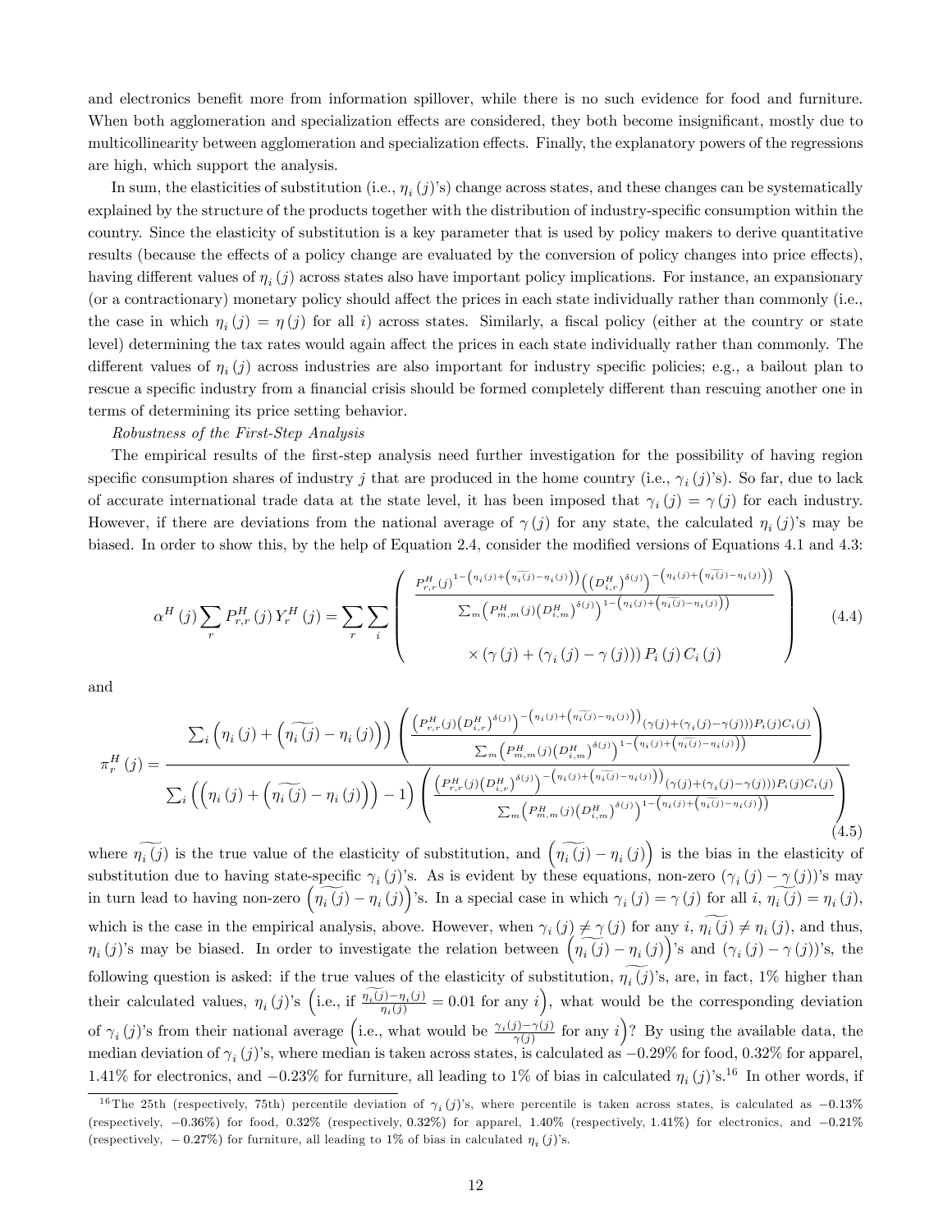and electronics benefit more from information spillover, while there is no such evidence for food and furniture. When both agglomeration and specialization effects are considered, they both become insignificant, mostly due to multicollinearity between agglomeration and specialization effects. Finally, the explanatory powers of the regressions are high, which support the analysis.

In sum, the elasticities of substitution (i.e., $\eta_i(j)$'s) change across states, and these changes can be systematically explained by the structure of the products together with the distribution of industry-specific consumption within the country. Since the elasticity of substitution is a key parameter that is used by policy makers to derive quantitative results (because the effects of a policy change are evaluated by the conversion of policy changes into price effects), having different values of $\eta_i(j)$ across states also have important policy implications. For instance, an expansionary (or a contractionary) monetary policy should affect the prices in each state individually rather than commonly (i.e., the case in which $\eta_i(j) = \eta(j)$ for all $i$) across states. Similarly, a fiscal policy (either at the country or state level) determining the tax rates would again affect the prices in each state individually rather than commonly. The different values of $\eta_i(j)$ across industries are also important for industry specific policies; e.g., a bailout plan to rescue a specific industry from a financial crisis should be formed completely different than rescuing another one in terms of determining its price setting behavior.

*Robustness of the First-Step Analysis*

The empirical results of the first-step analysis need further investigation for the possibility of having region specific consumption shares of industry $j$ that are produced in the home country (i.e., $\gamma_i(j)$'s). So far, due to lack of accurate international trade data at the state level, it has been imposed that $\gamma_i(j) = \gamma(j)$ for each industry. However, if there are deviations from the national average of $\gamma(j)$ for any state, the calculated $\eta_i(j)$'s may be biased. In order to show this, by the help of Equation 2.4, consider the modified versions of Equations 4.1 and 4.3:

$$\alpha^H(j)\sum_r P_{r,r}^H(j)\,Y_r^H(j) = \sum_r\sum_i \left( \begin{array}{c} \dfrac{P_{r,r}^H(j)^{1-\left(\eta_i(j)+\left(\widetilde{\eta_i(j)}-\eta_i(j)\right)\right)}\left(\left(D_{i,r}^H\right)^{\delta(j)}\right)^{-\left(\eta_i(j)+\left(\widetilde{\eta_i(j)}-\eta_i(j)\right)\right)}}{\sum_m\left(P_{m,m}^H(j)\left(D_{i,m}^H\right)^{\delta(j)}\right)^{1-\left(\eta_i(j)+\left(\widetilde{\eta_i(j)}-\eta_i(j)\right)\right)}} \\ \\ \times\left(\gamma(j)+\left(\gamma_i(j)-\gamma(j)\right)\right)P_i(j)\,C_i(j) \end{array} \right) \tag{4.4}$$

and

$$\pi_r^H(j) = \frac{\sum_i\left(\eta_i(j)+\left(\widetilde{\eta_i(j)}-\eta_i(j)\right)\right)\left(\dfrac{\left(P_{r,r}^H(j)\left(D_{i,r}^H\right)^{\delta(j)}\right)^{-\left(\eta_i(j)+\left(\widetilde{\eta_i(j)}-\eta_i(j)\right)\right)}\left(\gamma(j)+\left(\gamma_i(j)-\gamma(j)\right)\right)P_i(j)C_i(j)}{\sum_m\left(P_{m,m}^H(j)\left(D_{i,m}^H\right)^{\delta(j)}\right)^{1-\left(\eta_i(j)+\left(\widetilde{\eta_i(j)}-\eta_i(j)\right)\right)}}\right)}{\sum_i\left(\left(\eta_i(j)+\left(\widetilde{\eta_i(j)}-\eta_i(j)\right)\right)-1\right)\left(\dfrac{\left(P_{r,r}^H(j)\left(D_{i,r}^H\right)^{\delta(j)}\right)^{-\left(\eta_i(j)+\left(\widetilde{\eta_i(j)}-\eta_i(j)\right)\right)}\left(\gamma(j)+\left(\gamma_i(j)-\gamma(j)\right)\right)P_i(j)C_i(j)}{\sum_m\left(P_{m,m}^H(j)\left(D_{i,m}^H\right)^{\delta(j)}\right)^{1-\left(\eta_i(j)+\left(\widetilde{\eta_i(j)}-\eta_i(j)\right)\right)}}\right)} \tag{4.5}$$

where $\widetilde{\eta_i(j)}$ is the true value of the elasticity of substitution, and $\left(\widetilde{\eta_i(j)}-\eta_i(j)\right)$ is the bias in the elasticity of substitution due to having state-specific $\gamma_i(j)$'s. As is evident by these equations, non-zero $(\gamma_i(j)-\gamma(j))$'s may in turn lead to having non-zero $\left(\widetilde{\eta_i(j)}-\eta_i(j)\right)$'s. In a special case in which $\gamma_i(j) = \gamma(j)$ for all $i$, $\widetilde{\eta_i(j)} = \eta_i(j)$, which is the case in the empirical analysis, above. However, when $\gamma_i(j) \neq \gamma(j)$ for any $i$, $\widetilde{\eta_i(j)} \neq \eta_i(j)$, and thus, $\eta_i(j)$'s may be biased. In order to investigate the relation between $\left(\widetilde{\eta_i(j)}-\eta_i(j)\right)$'s and $(\gamma_i(j)-\gamma(j))$'s, the following question is asked: if the true values of the elasticity of substitution, $\widetilde{\eta_i(j)}$'s, are, in fact, 1% higher than their calculated values, $\eta_i(j)$'s $\left(\text{i.e., if } \frac{\widetilde{\eta_i(j)}-\eta_i(j)}{\eta_i(j)} = 0.01 \text{ for any } i\right)$, what would be the corresponding deviation of $\gamma_i(j)$'s from their national average $\left(\text{i.e., what would be } \frac{\gamma_i(j)-\gamma(j)}{\gamma(j)} \text{ for any } i\right)$? By using the available data, the median deviation of $\gamma_i(j)$'s, where median is taken across states, is calculated as $-0.29\%$ for food, $0.32\%$ for apparel, $1.41\%$ for electronics, and $-0.23\%$ for furniture, all leading to 1% of bias in calculated $\eta_i(j)$'s.[16] In other words, if

[16] The 25th (respectively, 75th) percentile deviation of $\gamma_i(j)$'s, where percentile is taken across states, is calculated as $-0.13\%$ (respectively, $-0.36\%$) for food, $0.32\%$ (respectively, $0.32\%$) for apparel, $1.40\%$ (respectively, $1.41\%$) for electronics, and $-0.21\%$ (respectively, $-0.27\%$) for furniture, all leading to 1% of bias in calculated $\eta_i(j)$'s.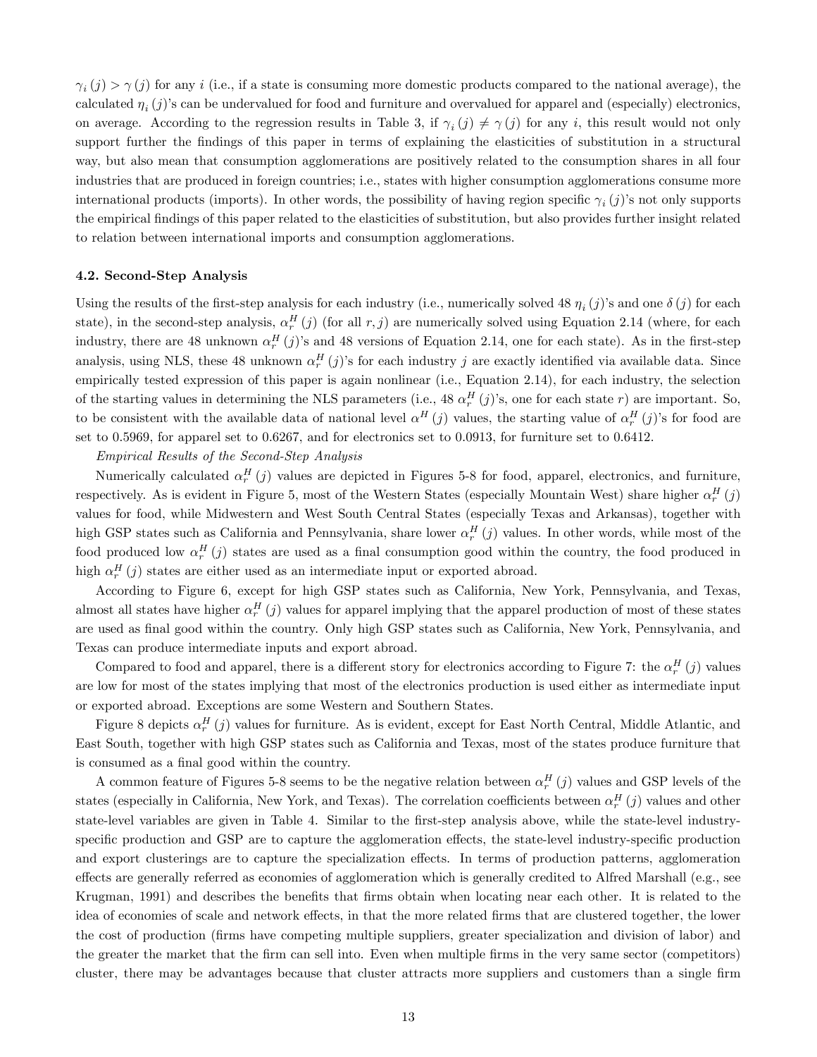$\gamma_i(j) > \gamma(j)$ for any $i$ (i.e., if a state is consuming more domestic products compared to the national average), the calculated $\eta_i(j)$'s can be undervalued for food and furniture and overvalued for apparel and (especially) electronics, on average. According to the regression results in Table 3, if $\gamma_i(j) \neq \gamma(j)$ for any $i$, this result would not only support further the findings of this paper in terms of explaining the elasticities of substitution in a structural way, but also mean that consumption agglomerations are positively related to the consumption shares in all four industries that are produced in foreign countries; i.e., states with higher consumption agglomerations consume more international products (imports). In other words, the possibility of having region specific $\gamma_i(j)$'s not only supports the empirical findings of this paper related to the elasticities of substitution, but also provides further insight related to relation between international imports and consumption agglomerations.

### 4.2. Second-Step Analysis

Using the results of the first-step analysis for each industry (i.e., numerically solved 48 $\eta_i(j)$'s and one $\delta(j)$ for each state), in the second-step analysis, $\alpha_r^H(j)$ (for all $r, j$) are numerically solved using Equation 2.14 (where, for each industry, there are 48 unknown $\alpha_r^H(j)$'s and 48 versions of Equation 2.14, one for each state). As in the first-step analysis, using NLS, these 48 unknown $\alpha_r^H(j)$'s for each industry $j$ are exactly identified via available data. Since empirically tested expression of this paper is again nonlinear (i.e., Equation 2.14), for each industry, the selection of the starting values in determining the NLS parameters (i.e., 48 $\alpha_r^H(j)$'s, one for each state $r$) are important. So, to be consistent with the available data of national level $\alpha^H(j)$ values, the starting value of $\alpha_r^H(j)$'s for food are set to 0.5969, for apparel set to 0.6267, and for electronics set to 0.0913, for furniture set to 0.6412.

*Empirical Results of the Second-Step Analysis*

Numerically calculated $\alpha_r^H(j)$ values are depicted in Figures 5-8 for food, apparel, electronics, and furniture, respectively. As is evident in Figure 5, most of the Western States (especially Mountain West) share higher $\alpha_r^H(j)$ values for food, while Midwestern and West South Central States (especially Texas and Arkansas), together with high GSP states such as California and Pennsylvania, share lower $\alpha_r^H(j)$ values. In other words, while most of the food produced low $\alpha_r^H(j)$ states are used as a final consumption good within the country, the food produced in high $\alpha_r^H(j)$ states are either used as an intermediate input or exported abroad.

According to Figure 6, except for high GSP states such as California, New York, Pennsylvania, and Texas, almost all states have higher $\alpha_r^H(j)$ values for apparel implying that the apparel production of most of these states are used as final good within the country. Only high GSP states such as California, New York, Pennsylvania, and Texas can produce intermediate inputs and export abroad.

Compared to food and apparel, there is a different story for electronics according to Figure 7: the $\alpha_r^H(j)$ values are low for most of the states implying that most of the electronics production is used either as intermediate input or exported abroad. Exceptions are some Western and Southern States.

Figure 8 depicts $\alpha_r^H(j)$ values for furniture. As is evident, except for East North Central, Middle Atlantic, and East South, together with high GSP states such as California and Texas, most of the states produce furniture that is consumed as a final good within the country.

A common feature of Figures 5-8 seems to be the negative relation between $\alpha_r^H(j)$ values and GSP levels of the states (especially in California, New York, and Texas). The correlation coefficients between $\alpha_r^H(j)$ values and other state-level variables are given in Table 4. Similar to the first-step analysis above, while the state-level industry-specific production and GSP are to capture the agglomeration effects, the state-level industry-specific production and export clusterings are to capture the specialization effects. In terms of production patterns, agglomeration effects are generally referred as economies of agglomeration which is generally credited to Alfred Marshall (e.g., see Krugman, 1991) and describes the benefits that firms obtain when locating near each other. It is related to the idea of economies of scale and network effects, in that the more related firms that are clustered together, the lower the cost of production (firms have competing multiple suppliers, greater specialization and division of labor) and the greater the market that the firm can sell into. Even when multiple firms in the very same sector (competitors) cluster, there may be advantages because that cluster attracts more suppliers and customers than a single firm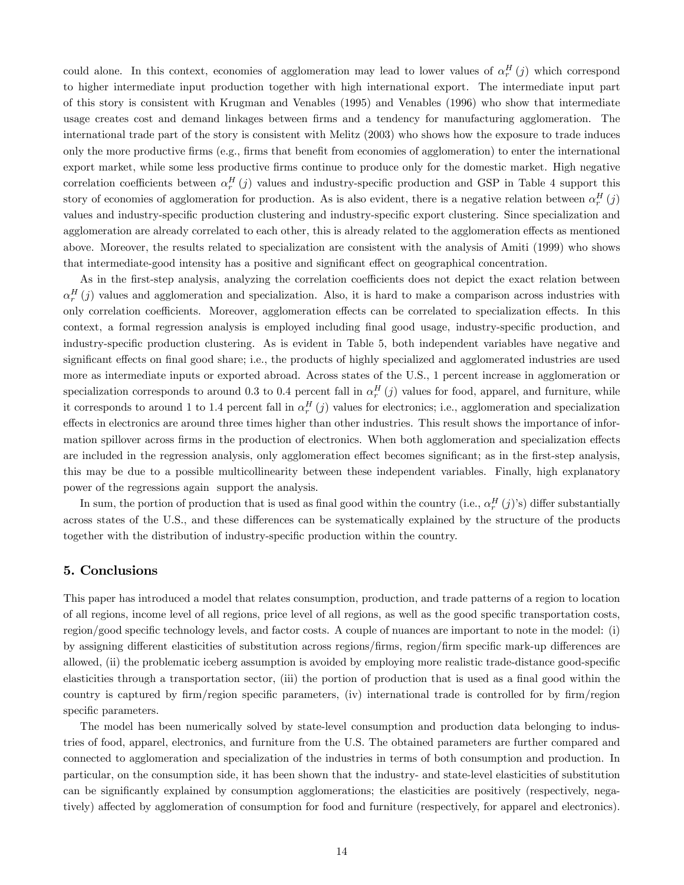could alone. In this context, economies of agglomeration may lead to lower values of $\alpha_r^H(j)$ which correspond to higher intermediate input production together with high international export. The intermediate input part of this story is consistent with Krugman and Venables (1995) and Venables (1996) who show that intermediate usage creates cost and demand linkages between firms and a tendency for manufacturing agglomeration. The international trade part of the story is consistent with Melitz (2003) who shows how the exposure to trade induces only the more productive firms (e.g., firms that benefit from economies of agglomeration) to enter the international export market, while some less productive firms continue to produce only for the domestic market. High negative correlation coefficients between $\alpha_r^H(j)$ values and industry-specific production and GSP in Table 4 support this story of economies of agglomeration for production. As is also evident, there is a negative relation between $\alpha_r^H(j)$ values and industry-specific production clustering and industry-specific export clustering. Since specialization and agglomeration are already correlated to each other, this is already related to the agglomeration effects as mentioned above. Moreover, the results related to specialization are consistent with the analysis of Amiti (1999) who shows that intermediate-good intensity has a positive and significant effect on geographical concentration.

As in the first-step analysis, analyzing the correlation coefficients does not depict the exact relation between $\alpha_r^H(j)$ values and agglomeration and specialization. Also, it is hard to make a comparison across industries with only correlation coefficients. Moreover, agglomeration effects can be correlated to specialization effects. In this context, a formal regression analysis is employed including final good usage, industry-specific production, and industry-specific production clustering. As is evident in Table 5, both independent variables have negative and significant effects on final good share; i.e., the products of highly specialized and agglomerated industries are used more as intermediate inputs or exported abroad. Across states of the U.S., 1 percent increase in agglomeration or specialization corresponds to around 0.3 to 0.4 percent fall in $\alpha_r^H(j)$ values for food, apparel, and furniture, while it corresponds to around 1 to 1.4 percent fall in $\alpha_r^H(j)$ values for electronics; i.e., agglomeration and specialization effects in electronics are around three times higher than other industries. This result shows the importance of information spillover across firms in the production of electronics. When both agglomeration and specialization effects are included in the regression analysis, only agglomeration effect becomes significant; as in the first-step analysis, this may be due to a possible multicollinearity between these independent variables. Finally, high explanatory power of the regressions again support the analysis.

In sum, the portion of production that is used as final good within the country (i.e., $\alpha_r^H(j)$'s) differ substantially across states of the U.S., and these differences can be systematically explained by the structure of the products together with the distribution of industry-specific production within the country.

## 5. Conclusions

This paper has introduced a model that relates consumption, production, and trade patterns of a region to location of all regions, income level of all regions, price level of all regions, as well as the good specific transportation costs, region/good specific technology levels, and factor costs. A couple of nuances are important to note in the model: (i) by assigning different elasticities of substitution across regions/firms, region/firm specific mark-up differences are allowed, (ii) the problematic iceberg assumption is avoided by employing more realistic trade-distance good-specific elasticities through a transportation sector, (iii) the portion of production that is used as a final good within the country is captured by firm/region specific parameters, (iv) international trade is controlled for by firm/region specific parameters.

The model has been numerically solved by state-level consumption and production data belonging to industries of food, apparel, electronics, and furniture from the U.S. The obtained parameters are further compared and connected to agglomeration and specialization of the industries in terms of both consumption and production. In particular, on the consumption side, it has been shown that the industry- and state-level elasticities of substitution can be significantly explained by consumption agglomerations; the elasticities are positively (respectively, negatively) affected by agglomeration of consumption for food and furniture (respectively, for apparel and electronics).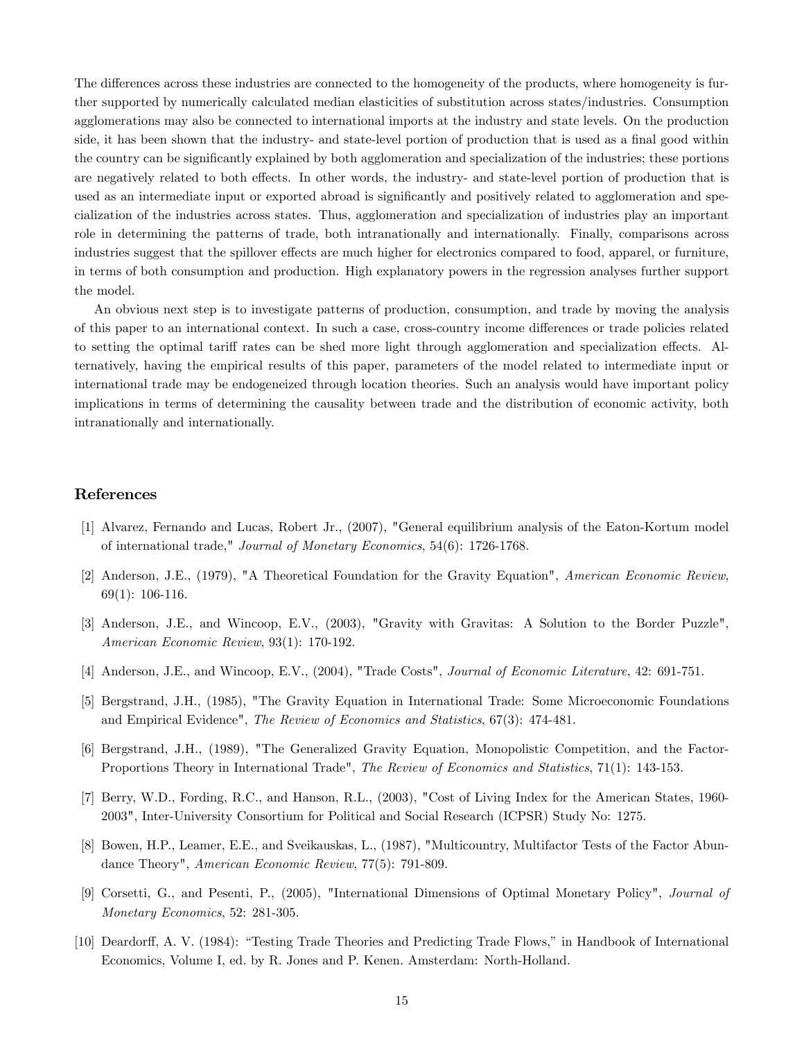The differences across these industries are connected to the homogeneity of the products, where homogeneity is further supported by numerically calculated median elasticities of substitution across states/industries. Consumption agglomerations may also be connected to international imports at the industry and state levels. On the production side, it has been shown that the industry- and state-level portion of production that is used as a final good within the country can be significantly explained by both agglomeration and specialization of the industries; these portions are negatively related to both effects. In other words, the industry- and state-level portion of production that is used as an intermediate input or exported abroad is significantly and positively related to agglomeration and specialization of the industries across states. Thus, agglomeration and specialization of industries play an important role in determining the patterns of trade, both intranationally and internationally. Finally, comparisons across industries suggest that the spillover effects are much higher for electronics compared to food, apparel, or furniture, in terms of both consumption and production. High explanatory powers in the regression analyses further support the model.

An obvious next step is to investigate patterns of production, consumption, and trade by moving the analysis of this paper to an international context. In such a case, cross-country income differences or trade policies related to setting the optimal tariff rates can be shed more light through agglomeration and specialization effects. Alternatively, having the empirical results of this paper, parameters of the model related to intermediate input or international trade may be endogeneized through location theories. Such an analysis would have important policy implications in terms of determining the causality between trade and the distribution of economic activity, both intranationally and internationally.

## References

[1] Alvarez, Fernando and Lucas, Robert Jr., (2007), "General equilibrium analysis of the Eaton-Kortum model of international trade," *Journal of Monetary Economics*, 54(6): 1726-1768.

[2] Anderson, J.E., (1979), "A Theoretical Foundation for the Gravity Equation", *American Economic Review*, 69(1): 106-116.

[3] Anderson, J.E., and Wincoop, E.V., (2003), "Gravity with Gravitas: A Solution to the Border Puzzle", *American Economic Review*, 93(1): 170-192.

[4] Anderson, J.E., and Wincoop, E.V., (2004), "Trade Costs", *Journal of Economic Literature*, 42: 691-751.

[5] Bergstrand, J.H., (1985), "The Gravity Equation in International Trade: Some Microeconomic Foundations and Empirical Evidence", *The Review of Economics and Statistics*, 67(3): 474-481.

[6] Bergstrand, J.H., (1989), "The Generalized Gravity Equation, Monopolistic Competition, and the Factor-Proportions Theory in International Trade", *The Review of Economics and Statistics*, 71(1): 143-153.

[7] Berry, W.D., Fording, R.C., and Hanson, R.L., (2003), "Cost of Living Index for the American States, 1960-2003", Inter-University Consortium for Political and Social Research (ICPSR) Study No: 1275.

[8] Bowen, H.P., Leamer, E.E., and Sveikauskas, L., (1987), "Multicountry, Multifactor Tests of the Factor Abundance Theory", *American Economic Review*, 77(5): 791-809.

[9] Corsetti, G., and Pesenti, P., (2005), "International Dimensions of Optimal Monetary Policy", *Journal of Monetary Economics*, 52: 281-305.

[10] Deardorff, A. V. (1984): "Testing Trade Theories and Predicting Trade Flows," in Handbook of International Economics, Volume I, ed. by R. Jones and P. Kenen. Amsterdam: North-Holland.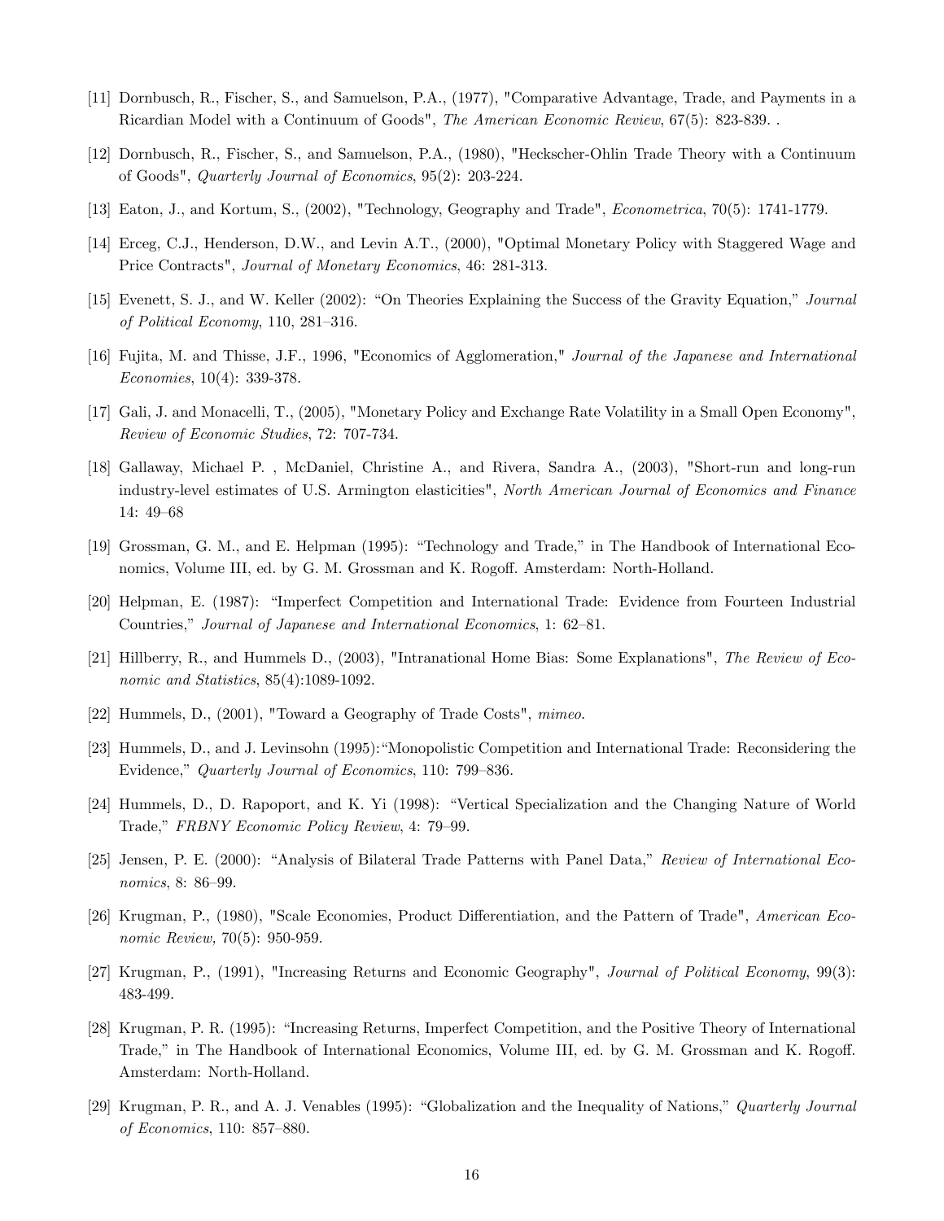[11] Dornbusch, R., Fischer, S., and Samuelson, P.A., (1977), "Comparative Advantage, Trade, and Payments in a Ricardian Model with a Continuum of Goods", *The American Economic Review*, 67(5): 823-839. .

[12] Dornbusch, R., Fischer, S., and Samuelson, P.A., (1980), "Heckscher-Ohlin Trade Theory with a Continuum of Goods", *Quarterly Journal of Economics*, 95(2): 203-224.

[13] Eaton, J., and Kortum, S., (2002), "Technology, Geography and Trade", *Econometrica*, 70(5): 1741-1779.

[14] Erceg, C.J., Henderson, D.W., and Levin A.T., (2000), "Optimal Monetary Policy with Staggered Wage and Price Contracts", *Journal of Monetary Economics*, 46: 281-313.

[15] Evenett, S. J., and W. Keller (2002): "On Theories Explaining the Success of the Gravity Equation," *Journal of Political Economy*, 110, 281–316.

[16] Fujita, M. and Thisse, J.F., 1996, "Economics of Agglomeration," *Journal of the Japanese and International Economies*, 10(4): 339-378.

[17] Gali, J. and Monacelli, T., (2005), "Monetary Policy and Exchange Rate Volatility in a Small Open Economy", *Review of Economic Studies*, 72: 707-734.

[18] Gallaway, Michael P. , McDaniel, Christine A., and Rivera, Sandra A., (2003), "Short-run and long-run industry-level estimates of U.S. Armington elasticities", *North American Journal of Economics and Finance* 14: 49–68

[19] Grossman, G. M., and E. Helpman (1995): "Technology and Trade," in The Handbook of International Economics, Volume III, ed. by G. M. Grossman and K. Rogoff. Amsterdam: North-Holland.

[20] Helpman, E. (1987): "Imperfect Competition and International Trade: Evidence from Fourteen Industrial Countries," *Journal of Japanese and International Economics*, 1: 62–81.

[21] Hillberry, R., and Hummels D., (2003), "Intranational Home Bias: Some Explanations", *The Review of Economic and Statistics*, 85(4):1089-1092.

[22] Hummels, D., (2001), "Toward a Geography of Trade Costs", *mimeo*.

[23] Hummels, D., and J. Levinsohn (1995):"Monopolistic Competition and International Trade: Reconsidering the Evidence," *Quarterly Journal of Economics*, 110: 799–836.

[24] Hummels, D., D. Rapoport, and K. Yi (1998): "Vertical Specialization and the Changing Nature of World Trade," *FRBNY Economic Policy Review*, 4: 79–99.

[25] Jensen, P. E. (2000): "Analysis of Bilateral Trade Patterns with Panel Data," *Review of International Economics*, 8: 86–99.

[26] Krugman, P., (1980), "Scale Economies, Product Differentiation, and the Pattern of Trade", *American Economic Review,* 70(5): 950-959.

[27] Krugman, P., (1991), "Increasing Returns and Economic Geography", *Journal of Political Economy*, 99(3): 483-499.

[28] Krugman, P. R. (1995): "Increasing Returns, Imperfect Competition, and the Positive Theory of International Trade," in The Handbook of International Economics, Volume III, ed. by G. M. Grossman and K. Rogoff. Amsterdam: North-Holland.

[29] Krugman, P. R., and A. J. Venables (1995): "Globalization and the Inequality of Nations," *Quarterly Journal of Economics*, 110: 857–880.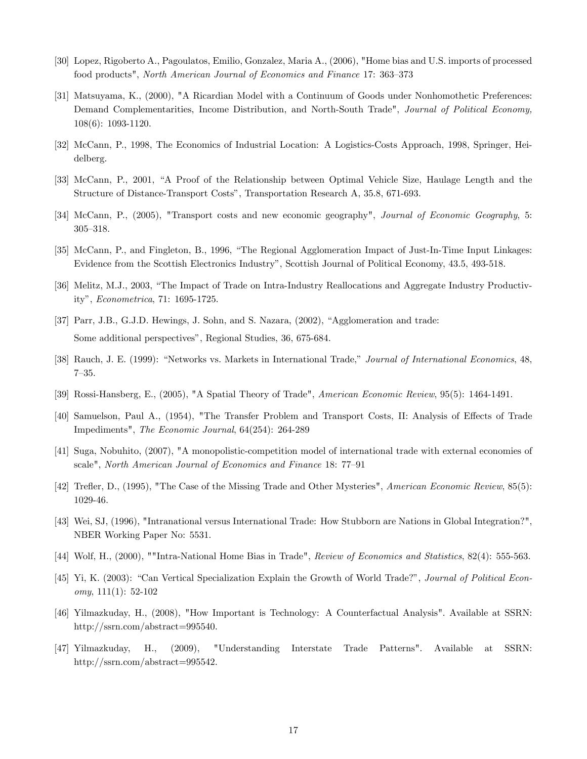[30] Lopez, Rigoberto A., Pagoulatos, Emilio, Gonzalez, Maria A., (2006), "Home bias and U.S. imports of processed food products", *North American Journal of Economics and Finance* 17: 363–373

[31] Matsuyama, K., (2000), "A Ricardian Model with a Continuum of Goods under Nonhomothetic Preferences: Demand Complementarities, Income Distribution, and North-South Trade", *Journal of Political Economy,* 108(6): 1093-1120.

[32] McCann, P., 1998, The Economics of Industrial Location: A Logistics-Costs Approach, 1998, Springer, Heidelberg.

[33] McCann, P., 2001, "A Proof of the Relationship between Optimal Vehicle Size, Haulage Length and the Structure of Distance-Transport Costs", Transportation Research A, 35.8, 671-693.

[34] McCann, P., (2005), "Transport costs and new economic geography", *Journal of Economic Geography*, 5: 305–318.

[35] McCann, P., and Fingleton, B., 1996, "The Regional Agglomeration Impact of Just-In-Time Input Linkages: Evidence from the Scottish Electronics Industry", Scottish Journal of Political Economy, 43.5, 493-518.

[36] Melitz, M.J., 2003, "The Impact of Trade on Intra-Industry Reallocations and Aggregate Industry Productivity", *Econometrica*, 71: 1695-1725.

[37] Parr, J.B., G.J.D. Hewings, J. Sohn, and S. Nazara, (2002), "Agglomeration and trade: Some additional perspectives", Regional Studies, 36, 675-684.

[38] Rauch, J. E. (1999): "Networks vs. Markets in International Trade," *Journal of International Economics*, 48, 7–35.

[39] Rossi-Hansberg, E., (2005), "A Spatial Theory of Trade", *American Economic Review*, 95(5): 1464-1491.

[40] Samuelson, Paul A., (1954), "The Transfer Problem and Transport Costs, II: Analysis of Effects of Trade Impediments", *The Economic Journal*, 64(254): 264-289

[41] Suga, Nobuhito, (2007), "A monopolistic-competition model of international trade with external economies of scale", *North American Journal of Economics and Finance* 18: 77–91

[42] Trefler, D., (1995), "The Case of the Missing Trade and Other Mysteries", *American Economic Review*, 85(5): 1029-46.

[43] Wei, SJ, (1996), "Intranational versus International Trade: How Stubborn are Nations in Global Integration?", NBER Working Paper No: 5531.

[44] Wolf, H., (2000), ""Intra-National Home Bias in Trade", *Review of Economics and Statistics*, 82(4): 555-563.

[45] Yi, K. (2003): "Can Vertical Specialization Explain the Growth of World Trade?", *Journal of Political Economy*, 111(1): 52-102

[46] Yilmazkuday, H., (2008), "How Important is Technology: A Counterfactual Analysis". Available at SSRN: http://ssrn.com/abstract=995540.

[47] Yilmazkuday, H., (2009), "Understanding Interstate Trade Patterns". Available at SSRN: http://ssrn.com/abstract=995542.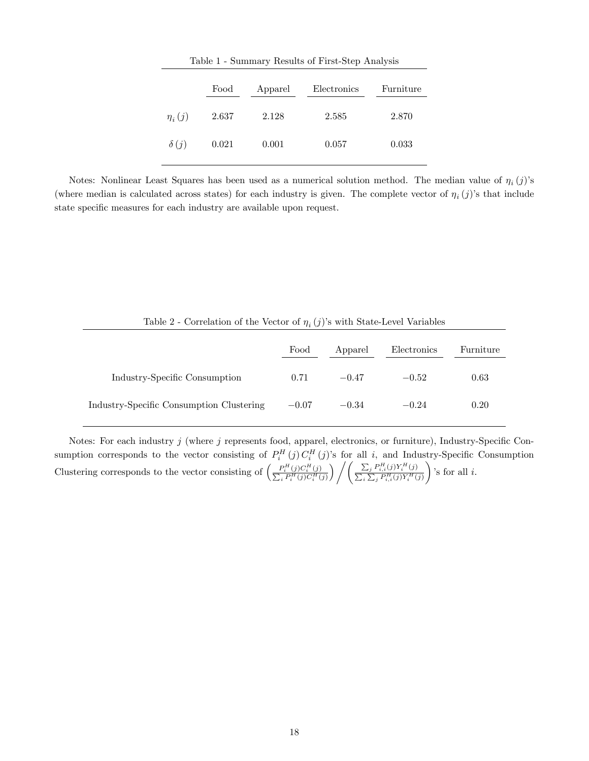Table 1 - Summary Results of First-Step Analysis

| | Food | Apparel | Electronics | Furniture |
|---|---|---|---|---|
| $\eta_i(j)$ | 2.637 | 2.128 | 2.585 | 2.870 |
| $\delta(j)$ | 0.021 | 0.001 | 0.057 | 0.033 |

Notes: Nonlinear Least Squares has been used as a numerical solution method. The median value of $\eta_i(j)$'s (where median is calculated across states) for each industry is given. The complete vector of $\eta_i(j)$'s that include state specific measures for each industry are available upon request.

Table 2 - Correlation of the Vector of $\eta_i(j)$'s with State-Level Variables

| | Food | Apparel | Electronics | Furniture |
|---|---|---|---|---|
| Industry-Specific Consumption | 0.71 | $-0.47$ | $-0.52$ | 0.63 |
| Industry-Specific Consumption Clustering | $-0.07$ | $-0.34$ | $-0.24$ | 0.20 |

Notes: For each industry $j$ (where $j$ represents food, apparel, electronics, or furniture), Industry-Specific Consumption corresponds to the vector consisting of $P_i^H(j)\,C_i^H(j)$'s for all $i$, and Industry-Specific Consumption Clustering corresponds to the vector consisting of $\left(\frac{P_i^H(j)C_i^H(j)}{\sum_i P_i^H(j)C_i^H(j)}\right) \Big/ \left(\frac{\sum_j P_{i,i}^H(j)Y_i^H(j)}{\sum_i \sum_j P_{i,i}^H(j)Y_i^H(j)}\right)$'s for all $i$.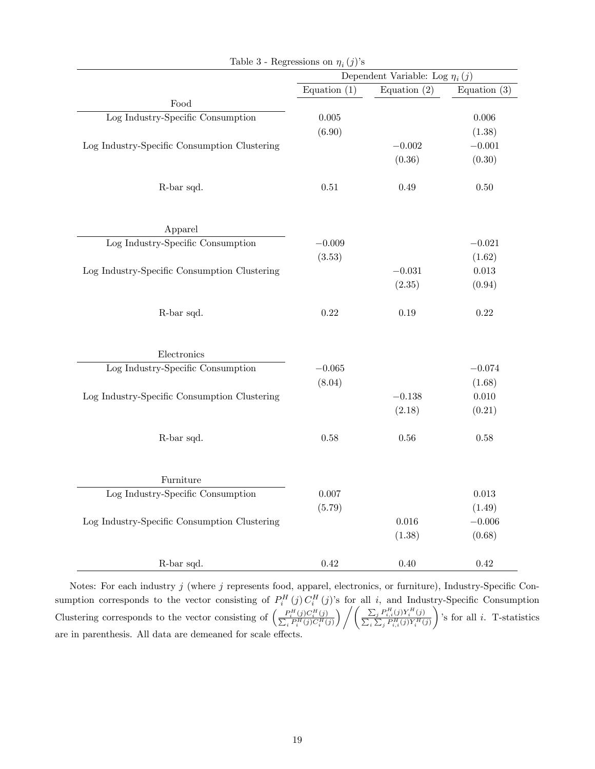Table 3 - Regressions on $\eta_i(j)$'s

| | Dependent Variable: Log $\eta_i(j)$ | | |
|---|---|---|---|
| | Equation (1) | Equation (2) | Equation (3) |
| **Food** | | | |
| Log Industry-Specific Consumption | 0.005 | | 0.006 |
| | (6.90) | | (1.38) |
| Log Industry-Specific Consumption Clustering | | −0.002 | −0.001 |
| | | (0.36) | (0.30) |
| R-bar sqd. | 0.51 | 0.49 | 0.50 |
| **Apparel** | | | |
| Log Industry-Specific Consumption | −0.009 | | −0.021 |
| | (3.53) | | (1.62) |
| Log Industry-Specific Consumption Clustering | | −0.031 | 0.013 |
| | | (2.35) | (0.94) |
| R-bar sqd. | 0.22 | 0.19 | 0.22 |
| **Electronics** | | | |
| Log Industry-Specific Consumption | −0.065 | | −0.074 |
| | (8.04) | | (1.68) |
| Log Industry-Specific Consumption Clustering | | −0.138 | 0.010 |
| | | (2.18) | (0.21) |
| R-bar sqd. | 0.58 | 0.56 | 0.58 |
| **Furniture** | | | |
| Log Industry-Specific Consumption | 0.007 | | 0.013 |
| | (5.79) | | (1.49) |
| Log Industry-Specific Consumption Clustering | | 0.016 | −0.006 |
| | | (1.38) | (0.68) |
| R-bar sqd. | 0.42 | 0.40 | 0.42 |

Notes: For each industry $j$ (where $j$ represents food, apparel, electronics, or furniture), Industry-Specific Consumption corresponds to the vector consisting of $P_i^H(j)\,C_i^H(j)$'s for all $i$, and Industry-Specific Consumption Clustering corresponds to the vector consisting of $\left(\frac{P_i^H(j)C_i^H(j)}{\sum_i P_i^H(j)C_i^H(j)}\right) \Big/ \left(\frac{\sum_j P_{i,i}^H(j)Y_i^H(j)}{\sum_i \sum_j P_{i,i}^H(j)Y_i^H(j)}\right)$'s for all $i$. T-statistics are in parenthesis. All data are demeaned for scale effects.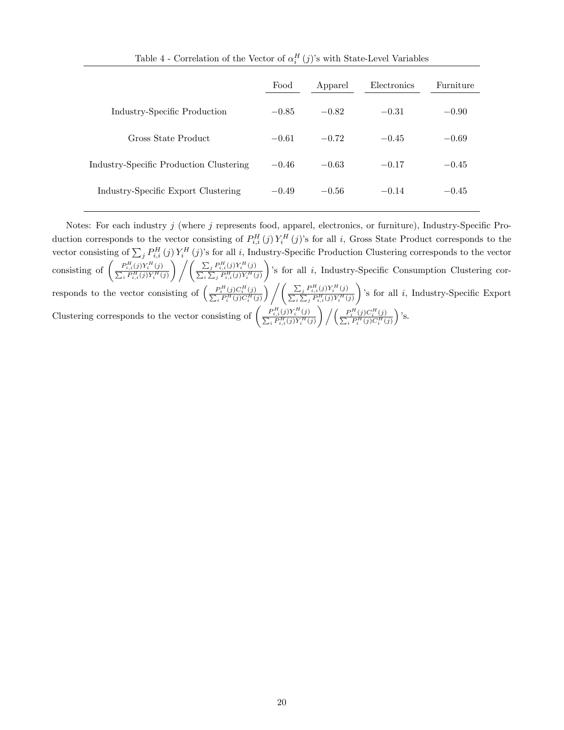Table 4 - Correlation of the Vector of $\alpha_i^H(j)$'s with State-Level Variables

| | Food | Apparel | Electronics | Furniture |
|---|---|---|---|---|
| Industry-Specific Production | $-0.85$ | $-0.82$ | $-0.31$ | $-0.90$ |
| Gross State Product | $-0.61$ | $-0.72$ | $-0.45$ | $-0.69$ |
| Industry-Specific Production Clustering | $-0.46$ | $-0.63$ | $-0.17$ | $-0.45$ |
| Industry-Specific Export Clustering | $-0.49$ | $-0.56$ | $-0.14$ | $-0.45$ |

Notes: For each industry $j$ (where $j$ represents food, apparel, electronics, or furniture), Industry-Specific Production corresponds to the vector consisting of $P_{i,i}^H(j)\,Y_i^H(j)$'s for all $i$, Gross State Product corresponds to the vector consisting of $\sum_j P_{i,i}^H(j)\,Y_i^H(j)$'s for all $i$, Industry-Specific Production Clustering corresponds to the vector consisting of $\left(\frac{P_{i,i}^H(j)Y_i^H(j)}{\sum_i P_{i,i}^H(j)Y_i^H(j)}\right)\Big/\left(\frac{\sum_j P_{i,i}^H(j)Y_i^H(j)}{\sum_i \sum_j P_{i,i}^H(j)Y_i^H(j)}\right)$'s for all $i$, Industry-Specific Consumption Clustering corresponds to the vector consisting of $\left(\frac{P_i^H(j)C_i^H(j)}{\sum_i P_i^H(j)C_i^H(j)}\right)\Big/\left(\frac{\sum_j P_{i,i}^H(j)Y_i^H(j)}{\sum_i \sum_j P_{i,i}^H(j)Y_i^H(j)}\right)$'s for all $i$, Industry-Specific Export Clustering corresponds to the vector consisting of $\left(\frac{P_{i,i}^H(j)Y_i^H(j)}{\sum_i P_{i,i}^H(j)Y_i^H(j)}\right)\Big/\left(\frac{P_i^H(j)C_i^H(j)}{\sum_i P_i^H(j)C_i^H(j)}\right)$'s.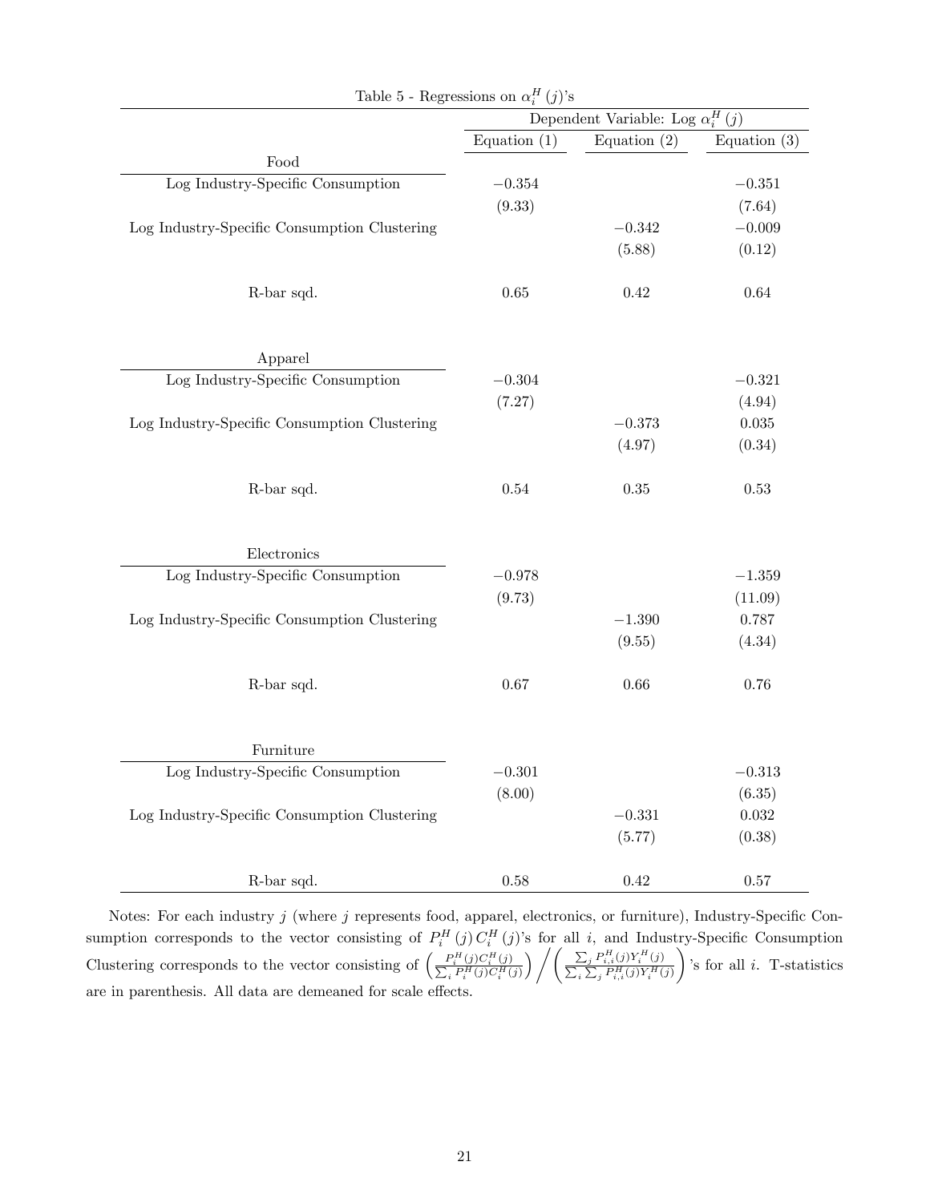Table 5 - Regressions on $\alpha_i^H(j)$'s

| | Dependent Variable: Log $\alpha_i^H(j)$ | | |
|---|---|---|---|
| | Equation (1) | Equation (2) | Equation (3) |
| **Food** | | | |
| Log Industry-Specific Consumption | $-0.354$ | | $-0.351$ |
| | (9.33) | | (7.64) |
| Log Industry-Specific Consumption Clustering | | $-0.342$ | $-0.009$ |
| | | (5.88) | (0.12) |
| R-bar sqd. | 0.65 | 0.42 | 0.64 |
| **Apparel** | | | |
| Log Industry-Specific Consumption | $-0.304$ | | $-0.321$ |
| | (7.27) | | (4.94) |
| Log Industry-Specific Consumption Clustering | | $-0.373$ | 0.035 |
| | | (4.97) | (0.34) |
| R-bar sqd. | 0.54 | 0.35 | 0.53 |
| **Electronics** | | | |
| Log Industry-Specific Consumption | $-0.978$ | | $-1.359$ |
| | (9.73) | | (11.09) |
| Log Industry-Specific Consumption Clustering | | $-1.390$ | 0.787 |
| | | (9.55) | (4.34) |
| R-bar sqd. | 0.67 | 0.66 | 0.76 |
| **Furniture** | | | |
| Log Industry-Specific Consumption | $-0.301$ | | $-0.313$ |
| | (8.00) | | (6.35) |
| Log Industry-Specific Consumption Clustering | | $-0.331$ | 0.032 |
| | | (5.77) | (0.38) |
| R-bar sqd. | 0.58 | 0.42 | 0.57 |

Notes: For each industry $j$ (where $j$ represents food, apparel, electronics, or furniture), Industry-Specific Consumption corresponds to the vector consisting of $P_i^H(j)\,C_i^H(j)$'s for all $i$, and Industry-Specific Consumption Clustering corresponds to the vector consisting of $\left(\frac{P_i^H(j)C_i^H(j)}{\sum_i P_i^H(j)C_i^H(j)}\right) \Big/ \left(\frac{\sum_j P_{i,i}^H(j)Y_i^H(j)}{\sum_i \sum_j P_{i,i}^H(j)Y_i^H(j)}\right)$'s for all $i$. T-statistics are in parenthesis. All data are demeaned for scale effects.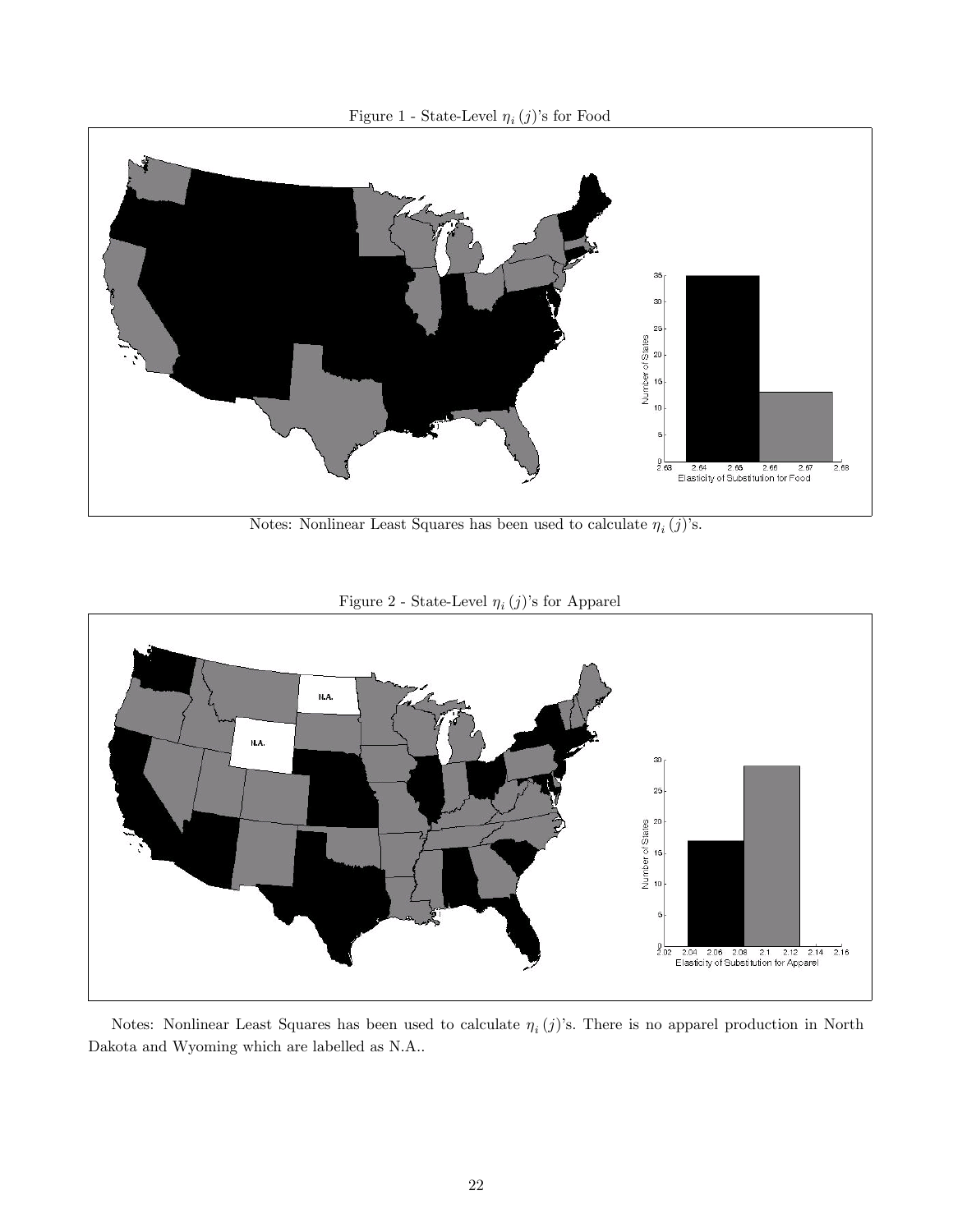Figure 1 - State-Level $\eta_i(j)$'s for Food

Notes: Nonlinear Least Squares has been used to calculate $\eta_i(j)$'s.

Figure 2 - State-Level $\eta_i(j)$'s for Apparel

Notes: Nonlinear Least Squares has been used to calculate $\eta_i(j)$'s. There is no apparel production in North Dakota and Wyoming which are labelled as N.A..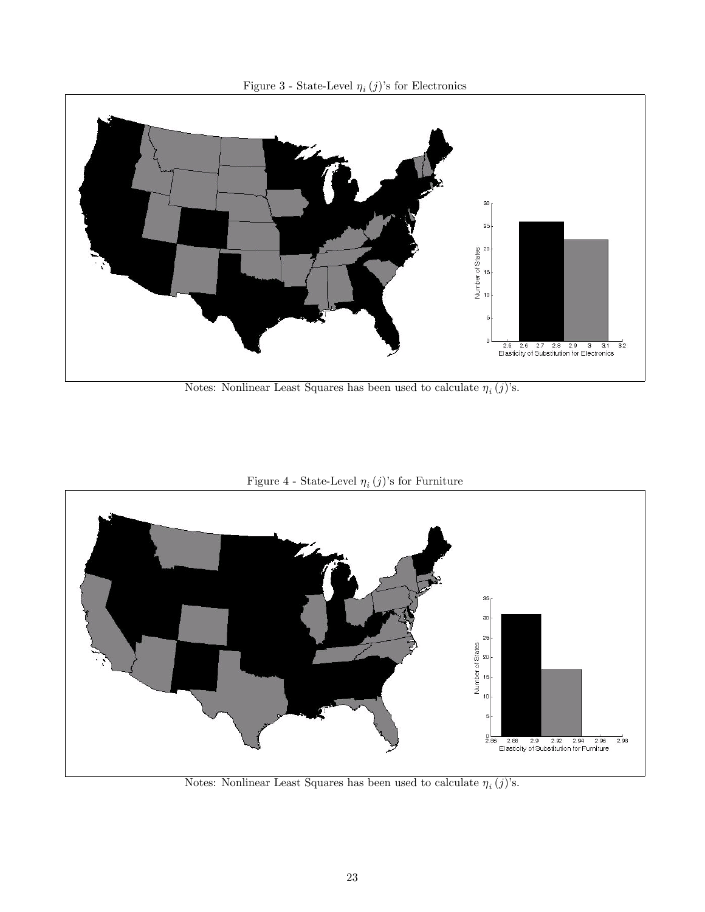Figure 3 - State-Level $\eta_i(j)$'s for Electronics

Notes: Nonlinear Least Squares has been used to calculate $\eta_i(j)$'s.

Figure 4 - State-Level $\eta_i(j)$'s for Furniture

Notes: Nonlinear Least Squares has been used to calculate $\eta_i(j)$'s.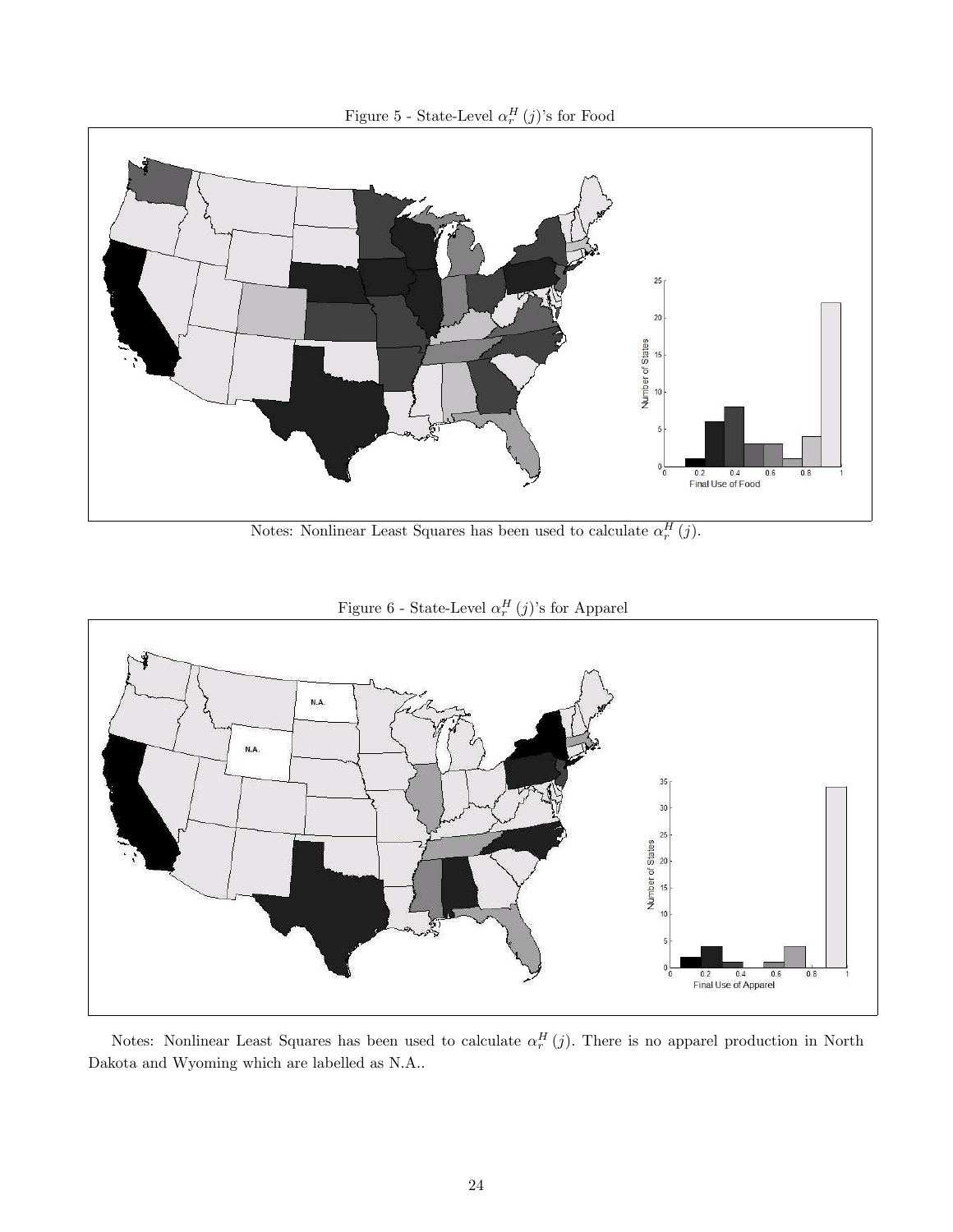Figure 5 - State-Level $\alpha_r^H(j)$'s for Food

Notes: Nonlinear Least Squares has been used to calculate $\alpha_r^H(j)$.

Figure 6 - State-Level $\alpha_r^H(j)$'s for Apparel

Notes: Nonlinear Least Squares has been used to calculate $\alpha_r^H(j)$. There is no apparel production in North Dakota and Wyoming which are labelled as N.A..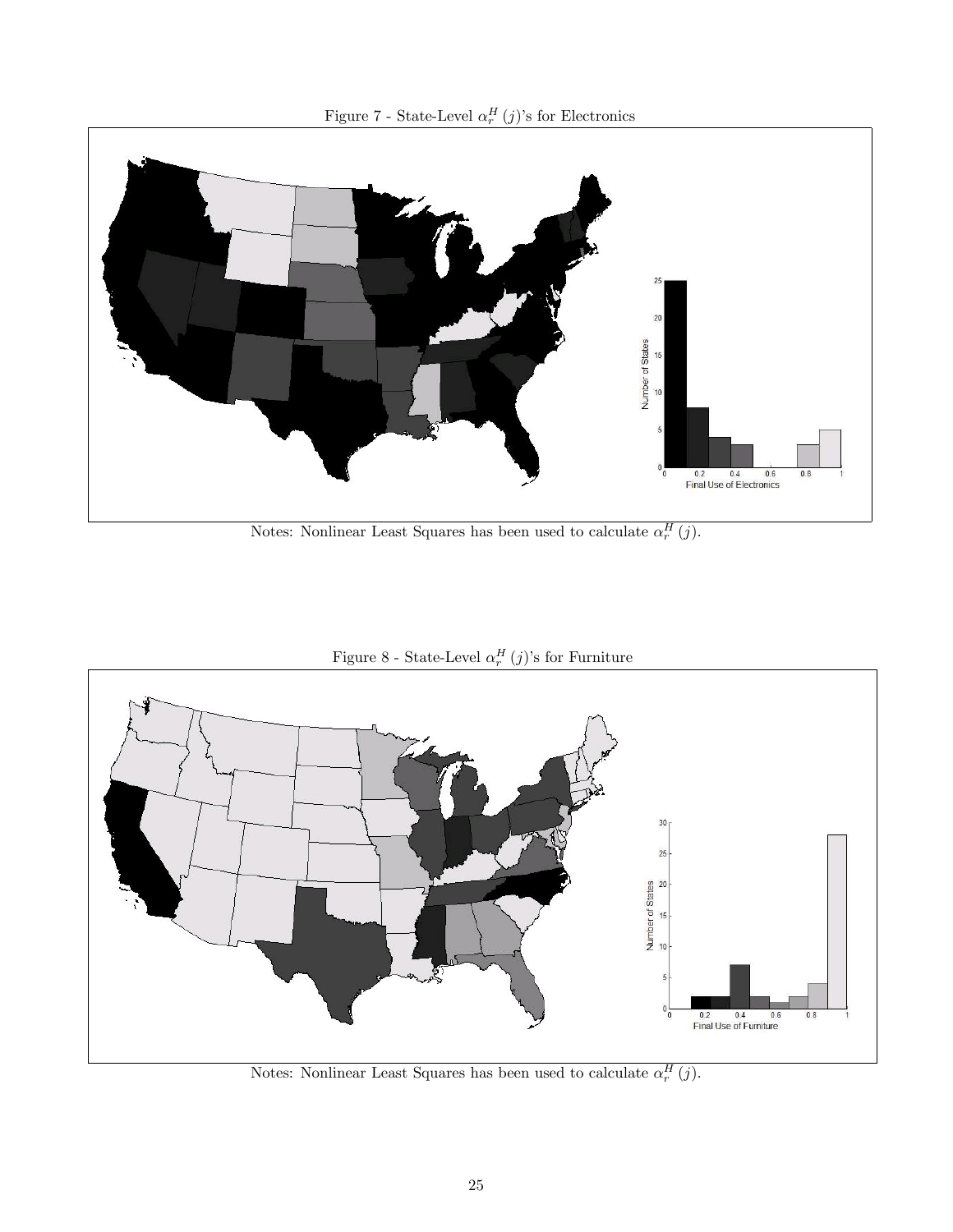Figure 7 - State-Level $\alpha_r^H(j)$'s for Electronics

25

20

15

10

5

0

Number of States

0 0.2 0.4 0.6 0.8 1

Final Use of Electronics

Notes: Nonlinear Least Squares has been used to calculate $\alpha_r^H(j)$.

Figure 8 - State-Level $\alpha_r^H(j)$'s for Furniture

30

25

20

15

10

5

0

Number of States

0 0.2 0.4 0.6 0.8 1

Final Use of Furniture

Notes: Nonlinear Least Squares has been used to calculate $\alpha_r^H(j)$.